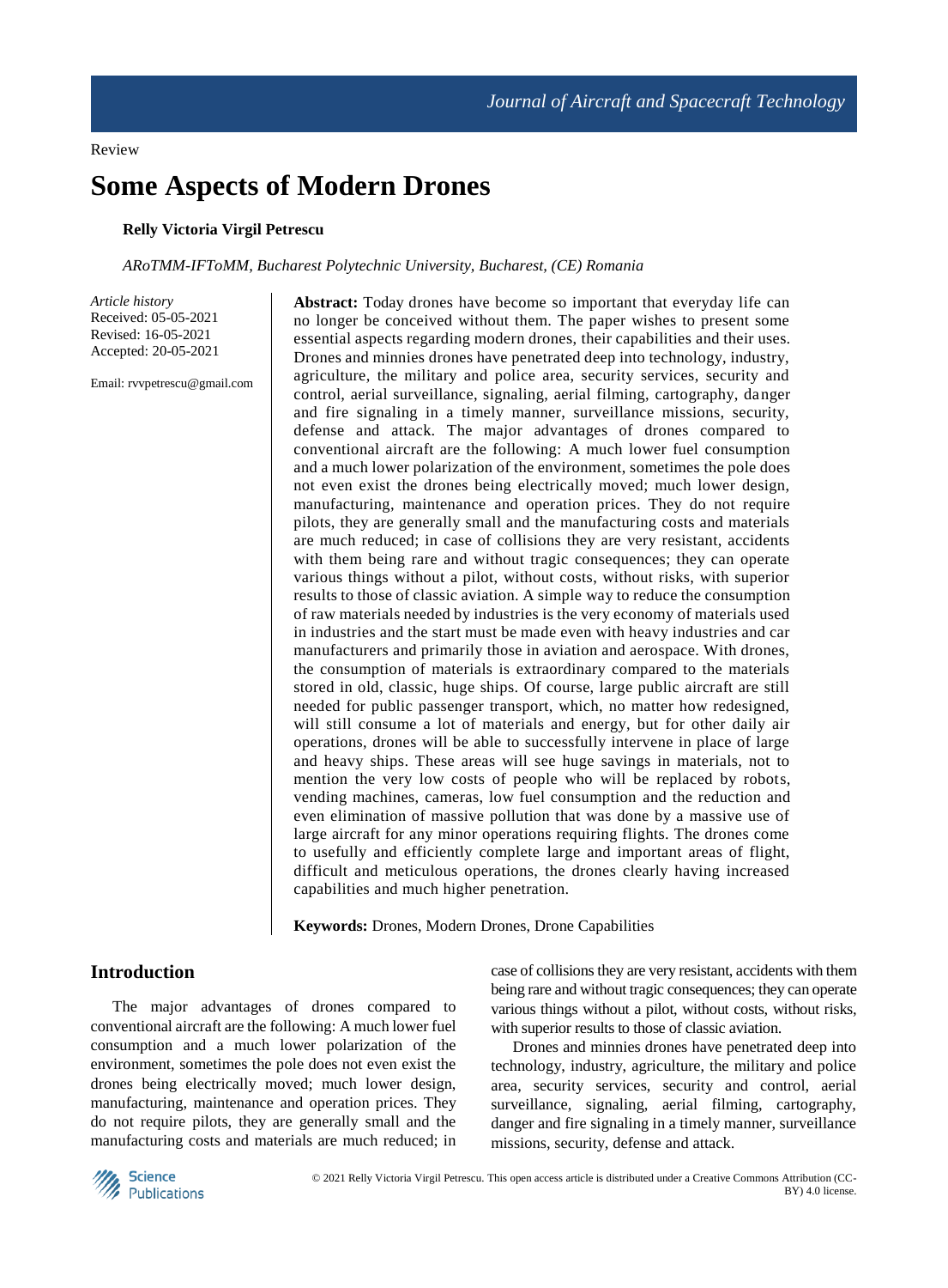Review

# Some Aspects of Modern Drones

**Relly Victoria Virgil Petrescu**

*ARoTMM-IFToMM, Bucharest Polytechnic University, Bucharest, (CE) Romania*

*Article history*
Received: 05-05-2021
Revised: 16-05-2021
Accepted: 20-05-2021

Email: rvvpetrescu@gmail.com

**Abstract:** Today drones have become so important that everyday life can no longer be conceived without them. The paper wishes to present some essential aspects regarding modern drones, their capabilities and their uses. Drones and minnies drones have penetrated deep into technology, industry, agriculture, the military and police area, security services, security and control, aerial surveillance, signaling, aerial filming, cartography, danger and fire signaling in a timely manner, surveillance missions, security, defense and attack. The major advantages of drones compared to conventional aircraft are the following: A much lower fuel consumption and a much lower polarization of the environment, sometimes the pole does not even exist the drones being electrically moved; much lower design, manufacturing, maintenance and operation prices. They do not require pilots, they are generally small and the manufacturing costs and materials are much reduced; in case of collisions they are very resistant, accidents with them being rare and without tragic consequences; they can operate various things without a pilot, without costs, without risks, with superior results to those of classic aviation. A simple way to reduce the consumption of raw materials needed by industries is the very economy of materials used in industries and the start must be made even with heavy industries and car manufacturers and primarily those in aviation and aerospace. With drones, the consumption of materials is extraordinary compared to the materials stored in old, classic, huge ships. Of course, large public aircraft are still needed for public passenger transport, which, no matter how redesigned, will still consume a lot of materials and energy, but for other daily air operations, drones will be able to successfully intervene in place of large and heavy ships. These areas will see huge savings in materials, not to mention the very low costs of people who will be replaced by robots, vending machines, cameras, low fuel consumption and the reduction and even elimination of massive pollution that was done by a massive use of large aircraft for any minor operations requiring flights. The drones come to usefully and efficiently complete large and important areas of flight, difficult and meticulous operations, the drones clearly having increased capabilities and much higher penetration.

**Keywords:** Drones, Modern Drones, Drone Capabilities

## Introduction

The major advantages of drones compared to conventional aircraft are the following: A much lower fuel consumption and a much lower polarization of the environment, sometimes the pole does not even exist the drones being electrically moved; much lower design, manufacturing, maintenance and operation prices. They do not require pilots, they are generally small and the manufacturing costs and materials are much reduced; in case of collisions they are very resistant, accidents with them being rare and without tragic consequences; they can operate various things without a pilot, without costs, without risks, with superior results to those of classic aviation.

Drones and minnies drones have penetrated deep into technology, industry, agriculture, the military and police area, security services, security and control, aerial surveillance, signaling, aerial filming, cartography, danger and fire signaling in a timely manner, surveillance missions, security, defense and attack.

© 2021 Relly Victoria Virgil Petrescu. This open access article is distributed under a Creative Commons Attribution (CC-BY) 4.0 license.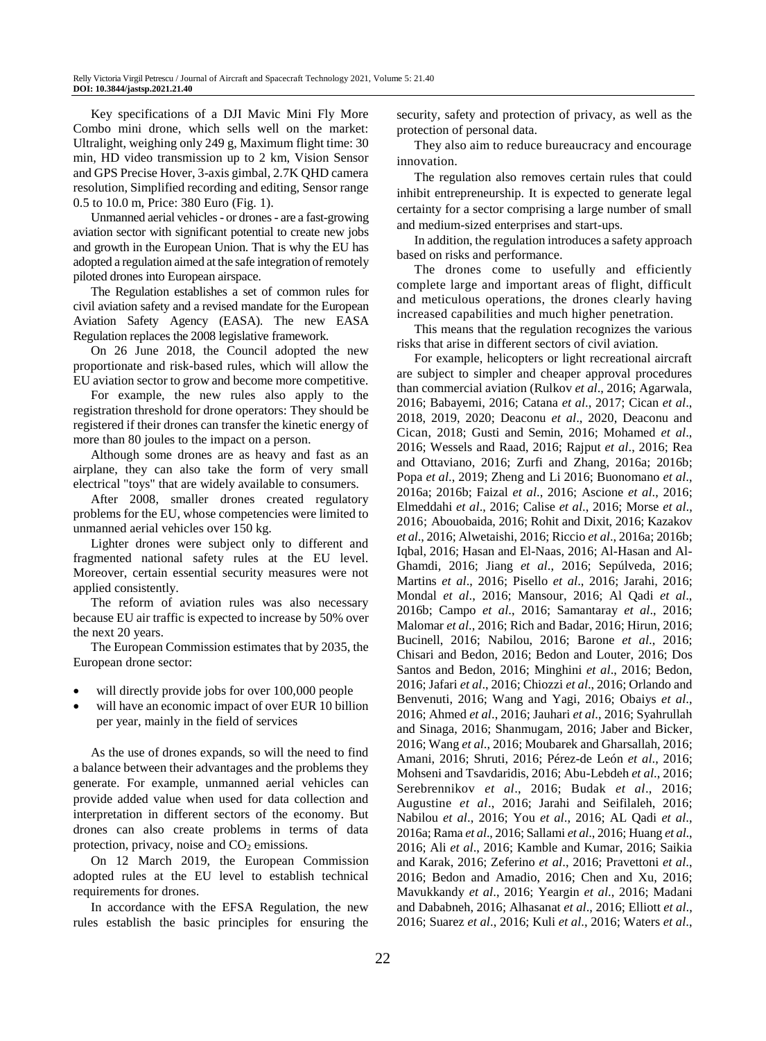Key specifications of a DJI Mavic Mini Fly More Combo mini drone, which sells well on the market: Ultralight, weighing only 249 g, Maximum flight time: 30 min, HD video transmission up to 2 km, Vision Sensor and GPS Precise Hover, 3-axis gimbal, 2.7K QHD camera resolution, Simplified recording and editing, Sensor range 0.5 to 10.0 m, Price: 380 Euro (Fig. 1).

Unmanned aerial vehicles - or drones - are a fast-growing aviation sector with significant potential to create new jobs and growth in the European Union. That is why the EU has adopted a regulation aimed at the safe integration of remotely piloted drones into European airspace.

The Regulation establishes a set of common rules for civil aviation safety and a revised mandate for the European Aviation Safety Agency (EASA). The new EASA Regulation replaces the 2008 legislative framework.

On 26 June 2018, the Council adopted the new proportionate and risk-based rules, which will allow the EU aviation sector to grow and become more competitive.

For example, the new rules also apply to the registration threshold for drone operators: They should be registered if their drones can transfer the kinetic energy of more than 80 joules to the impact on a person.

Although some drones are as heavy and fast as an airplane, they can also take the form of very small electrical "toys" that are widely available to consumers.

After 2008, smaller drones created regulatory problems for the EU, whose competencies were limited to unmanned aerial vehicles over 150 kg.

Lighter drones were subject only to different and fragmented national safety rules at the EU level. Moreover, certain essential security measures were not applied consistently.

The reform of aviation rules was also necessary because EU air traffic is expected to increase by 50% over the next 20 years.

The European Commission estimates that by 2035, the European drone sector:

- will directly provide jobs for over 100,000 people
- will have an economic impact of over EUR 10 billion per year, mainly in the field of services

As the use of drones expands, so will the need to find a balance between their advantages and the problems they generate. For example, unmanned aerial vehicles can provide added value when used for data collection and interpretation in different sectors of the economy. But drones can also create problems in terms of data protection, privacy, noise and $CO_2$ emissions.

On 12 March 2019, the European Commission adopted rules at the EU level to establish technical requirements for drones.

In accordance with the EFSA Regulation, the new rules establish the basic principles for ensuring the security, safety and protection of privacy, as well as the protection of personal data.

They also aim to reduce bureaucracy and encourage innovation.

The regulation also removes certain rules that could inhibit entrepreneurship. It is expected to generate legal certainty for a sector comprising a large number of small and medium-sized enterprises and start-ups.

In addition, the regulation introduces a safety approach based on risks and performance.

The drones come to usefully and efficiently complete large and important areas of flight, difficult and meticulous operations, the drones clearly having increased capabilities and much higher penetration.

This means that the regulation recognizes the various risks that arise in different sectors of civil aviation.

For example, helicopters or light recreational aircraft are subject to simpler and cheaper approval procedures than commercial aviation (Rulkov *et al*., 2016; Agarwala, 2016; Babayemi, 2016; Catana *et al*., 2017; Cican *et al*., 2018, 2019, 2020; Deaconu *et al*., 2020, Deaconu and Cican, 2018; Gusti and Semin, 2016; Mohamed *et al*., 2016; Wessels and Raad, 2016; Rajput *et al*., 2016; Rea and Ottaviano, 2016; Zurfi and Zhang, 2016a; 2016b; Popa *et al*., 2019; Zheng and Li 2016; Buonomano *et al*., 2016a; 2016b; Faizal *et al*., 2016; Ascione *et al*., 2016; Elmeddahi *et al*., 2016; Calise *et al*., 2016; Morse *et al*., 2016; Abouobaida, 2016; Rohit and Dixit, 2016; Kazakov *et al*., 2016; Alwetaishi, 2016; Riccio *et al*., 2016a; 2016b; Iqbal, 2016; Hasan and El-Naas, 2016; Al-Hasan and Al-Ghamdi, 2016; Jiang *et al*., 2016; Sepúlveda, 2016; Martins *et al*., 2016; Pisello *et al*., 2016; Jarahi, 2016; Mondal *et al*., 2016; Mansour, 2016; Al Qadi *et al*., 2016b; Campo *et al*., 2016; Samantaray *et al*., 2016; Malomar *et al*., 2016; Rich and Badar, 2016; Hirun, 2016; Bucinell, 2016; Nabilou, 2016; Barone *et al*., 2016; Chisari and Bedon, 2016; Bedon and Louter, 2016; Dos Santos and Bedon, 2016; Minghini *et al*., 2016; Bedon, 2016; Jafari *et al*., 2016; Chiozzi *et al*., 2016; Orlando and Benvenuti, 2016; Wang and Yagi, 2016; Obaiys *et al*., 2016; Ahmed *et al*., 2016; Jauhari *et al*., 2016; Syahrullah and Sinaga, 2016; Shanmugam, 2016; Jaber and Bicker, 2016; Wang *et al*., 2016; Moubarek and Gharsallah, 2016; Amani, 2016; Shruti, 2016; Pérez-de León *et al*., 2016; Mohseni and Tsavdaridis, 2016; Abu-Lebdeh *et al*., 2016; Serebrennikov *et al*., 2016; Budak *et al*., 2016; Augustine *et al*., 2016; Jarahi and Seifilaleh, 2016; Nabilou *et al*., 2016; You *et al*., 2016; AL Qadi *et al*., 2016a; Rama *et al*., 2016; Sallami *et al*., 2016; Huang *et al*., 2016; Ali *et al*., 2016; Kamble and Kumar, 2016; Saikia and Karak, 2016; Zeferino *et al*., 2016; Pravettoni *et al*., 2016; Bedon and Amadio, 2016; Chen and Xu, 2016; Mavukkandy *et al*., 2016; Yeargin *et al*., 2016; Madani and Dababneh, 2016; Alhasanat *et al*., 2016; Elliott *et al*., 2016; Suarez *et al*., 2016; Kuli *et al*., 2016; Waters *et al*.,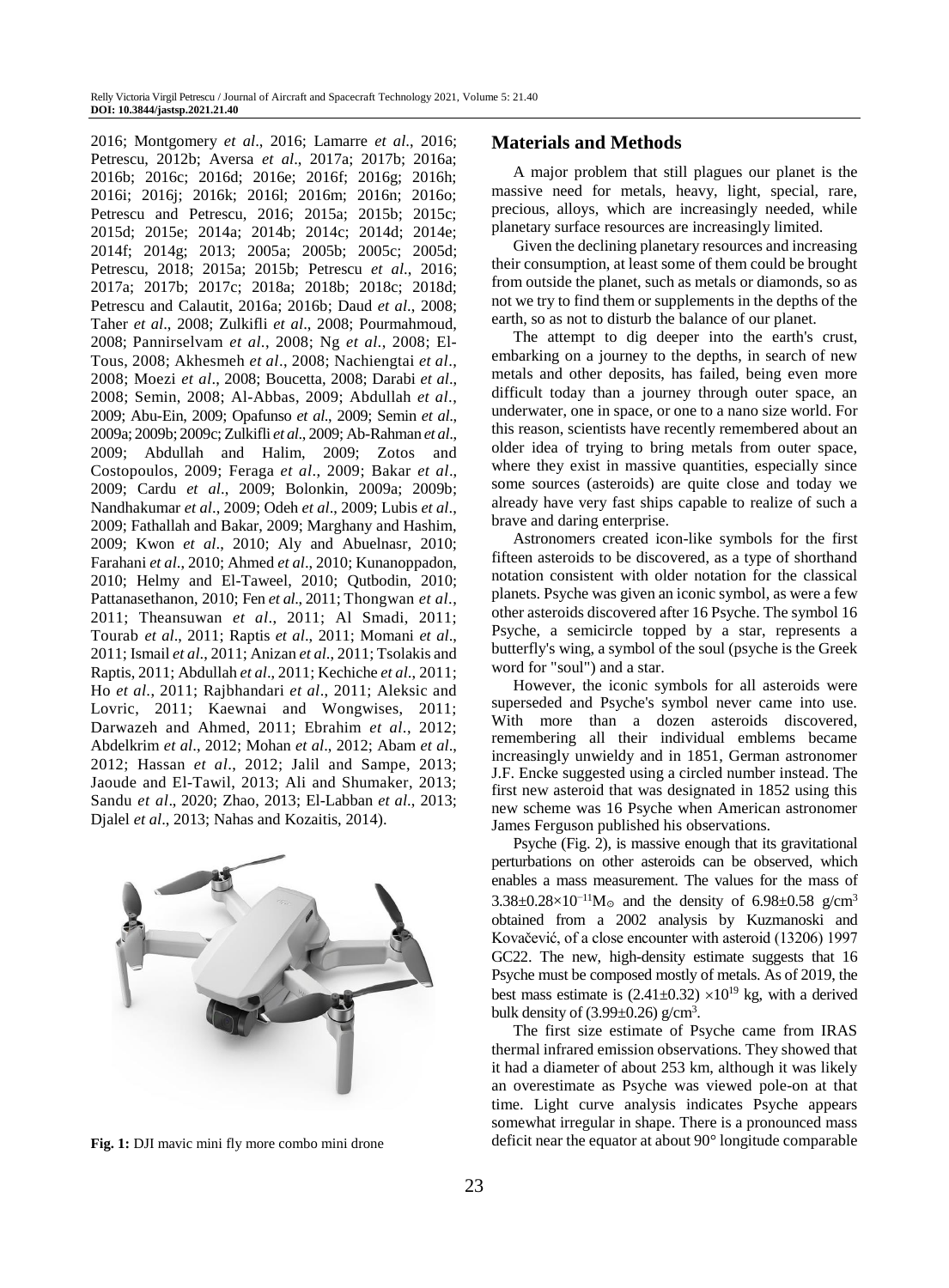2016; Montgomery *et al*., 2016; Lamarre *et al*., 2016; Petrescu, 2012b; Aversa *et al*., 2017a; 2017b; 2016a; 2016b; 2016c; 2016d; 2016e; 2016f; 2016g; 2016h; 2016i; 2016j; 2016k; 2016l; 2016m; 2016n; 2016o; Petrescu and Petrescu, 2016; 2015a; 2015b; 2015c; 2015d; 2015e; 2014a; 2014b; 2014c; 2014d; 2014e; 2014f; 2014g; 2013; 2005a; 2005b; 2005c; 2005d; Petrescu, 2018; 2015a; 2015b; Petrescu *et al*., 2016; 2017a; 2017b; 2017c; 2018a; 2018b; 2018c; 2018d; Petrescu and Calautit, 2016a; 2016b; Daud *et al*., 2008; Taher *et al*., 2008; Zulkifli *et al*., 2008; Pourmahmoud, 2008; Pannirselvam *et al*., 2008; Ng *et al*., 2008; El-Tous, 2008; Akhesmeh *et al*., 2008; Nachiengtai *et al*., 2008; Moezi *et al*., 2008; Boucetta, 2008; Darabi *et al*., 2008; Semin, 2008; Al-Abbas, 2009; Abdullah *et al*., 2009; Abu-Ein, 2009; Opafunso *et al*., 2009; Semin *et al*., 2009a; 2009b; 2009c; Zulkifli *et al*., 2009; Ab-Rahman *et al*., 2009; Abdullah and Halim, 2009; Zotos and Costopoulos, 2009; Feraga *et al*., 2009; Bakar *et al*., 2009; Cardu *et al*., 2009; Bolonkin, 2009a; 2009b; Nandhakumar *et al*., 2009; Odeh *et al*., 2009; Lubis *et al*., 2009; Fathallah and Bakar, 2009; Marghany and Hashim, 2009; Kwon *et al*., 2010; Aly and Abuelnasr, 2010; Farahani *et al*., 2010; Ahmed *et al*., 2010; Kunanoppadon, 2010; Helmy and El-Taweel, 2010; Qutbodin, 2010; Pattanasethanon, 2010; Fen *et al*., 2011; Thongwan *et al*., 2011; Theansuwan *et al*., 2011; Al Smadi, 2011; Tourab *et al*., 2011; Raptis *et al*., 2011; Momani *et al*., 2011; Ismail *et al*., 2011; Anizan *et al*., 2011; Tsolakis and Raptis, 2011; Abdullah *et al*., 2011; Kechiche *et al*., 2011; Ho *et al*., 2011; Rajbhandari *et al*., 2011; Aleksic and Lovric, 2011; Kaewnai and Wongwises, 2011; Darwazeh and Ahmed, 2011; Ebrahim *et al*., 2012; Abdelkrim *et al*., 2012; Mohan *et al*., 2012; Abam *et al*., 2012; Hassan *et al*., 2012; Jalil and Sampe, 2013; Jaoude and El-Tawil, 2013; Ali and Shumaker, 2013; Sandu *et al*., 2020; Zhao, 2013; El-Labban *et al*., 2013; Djalel *et al*., 2013; Nahas and Kozaitis, 2014).

**Fig. 1:** DJI mavic mini fly more combo mini drone

## Materials and Methods

A major problem that still plagues our planet is the massive need for metals, heavy, light, special, rare, precious, alloys, which are increasingly needed, while planetary surface resources are increasingly limited.

Given the declining planetary resources and increasing their consumption, at least some of them could be brought from outside the planet, such as metals or diamonds, so as not we try to find them or supplements in the depths of the earth, so as not to disturb the balance of our planet.

The attempt to dig deeper into the earth's crust, embarking on a journey to the depths, in search of new metals and other deposits, has failed, being even more difficult today than a journey through outer space, an underwater, one in space, or one to a nano size world. For this reason, scientists have recently remembered about an older idea of trying to bring metals from outer space, where they exist in massive quantities, especially since some sources (asteroids) are quite close and today we already have very fast ships capable to realize of such a brave and daring enterprise.

Astronomers created icon-like symbols for the first fifteen asteroids to be discovered, as a type of shorthand notation consistent with older notation for the classical planets. Psyche was given an iconic symbol, as were a few other asteroids discovered after 16 Psyche. The symbol 16 Psyche, a semicircle topped by a star, represents a butterfly's wing, a symbol of the soul (psyche is the Greek word for "soul") and a star.

However, the iconic symbols for all asteroids were superseded and Psyche's symbol never came into use. With more than a dozen asteroids discovered, remembering all their individual emblems became increasingly unwieldy and in 1851, German astronomer J.F. Encke suggested using a circled number instead. The first new asteroid that was designated in 1852 using this new scheme was 16 Psyche when American astronomer James Ferguson published his observations.

Psyche (Fig. 2), is massive enough that its gravitational perturbations on other asteroids can be observed, which enables a mass measurement. The values for the mass of $3.38\pm0.28\times10^{-11}M_{\odot}$ and the density of $6.98\pm0.58$ g/cm$^3$ obtained from a 2002 analysis by Kuzmanoski and Kovačević, of a close encounter with asteroid (13206) 1997 GC22. The new, high-density estimate suggests that 16 Psyche must be composed mostly of metals. As of 2019, the best mass estimate is $(2.41\pm0.32)\times10^{19}$ kg, with a derived bulk density of $(3.99\pm0.26)$ g/cm$^3$.

The first size estimate of Psyche came from IRAS thermal infrared emission observations. They showed that it had a diameter of about 253 km, although it was likely an overestimate as Psyche was viewed pole-on at that time. Light curve analysis indicates Psyche appears somewhat irregular in shape. There is a pronounced mass deficit near the equator at about 90° longitude comparable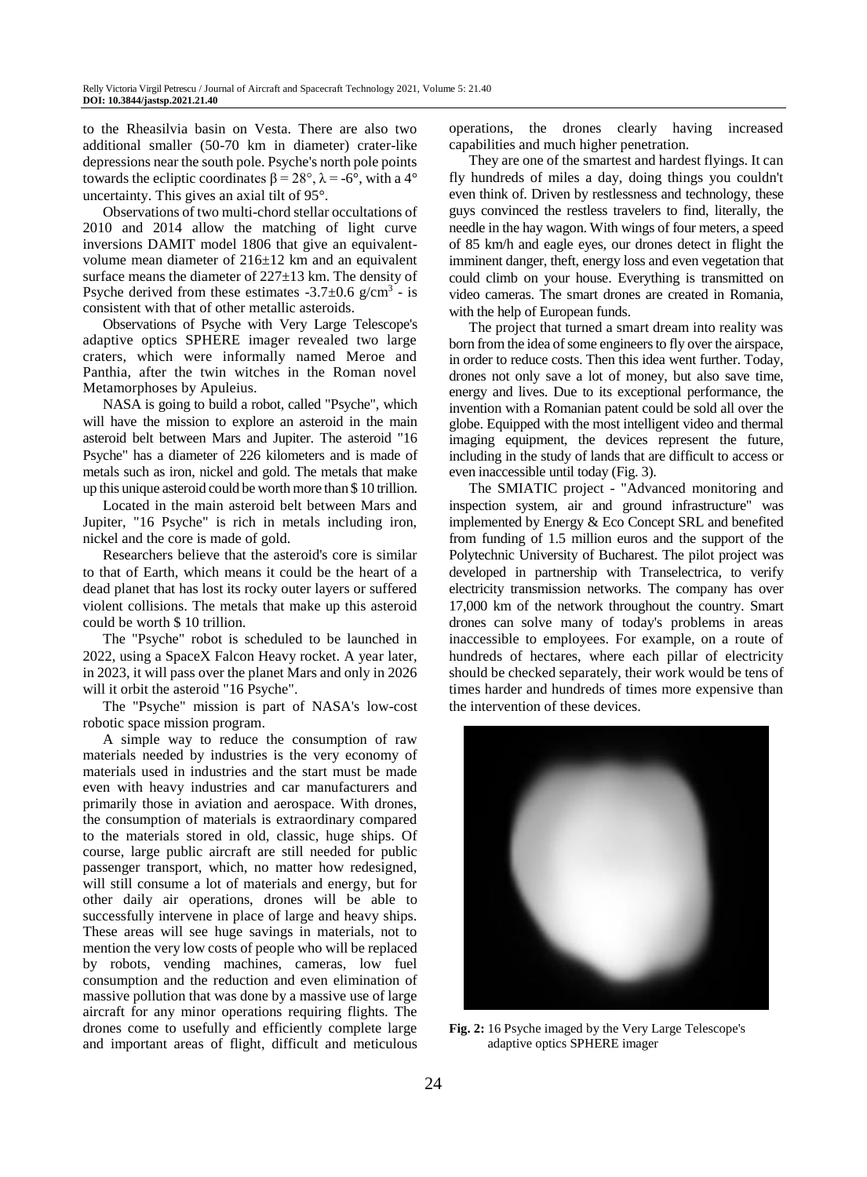to the Rheasilvia basin on Vesta. There are also two additional smaller (50-70 km in diameter) crater-like depressions near the south pole. Psyche's north pole points towards the ecliptic coordinates $\beta = 28°$, $\lambda = -6°$, with a 4° uncertainty. This gives an axial tilt of 95°.

Observations of two multi-chord stellar occultations of 2010 and 2014 allow the matching of light curve inversions DAMIT model 1806 that give an equivalent-volume mean diameter of 216±12 km and an equivalent surface means the diameter of 227±13 km. The density of Psyche derived from these estimates -3.7±0.6 g/cm$^3$ - is consistent with that of other metallic asteroids.

Observations of Psyche with Very Large Telescope's adaptive optics SPHERE imager revealed two large craters, which were informally named Meroe and Panthia, after the twin witches in the Roman novel Metamorphoses by Apuleius.

NASA is going to build a robot, called "Psyche", which will have the mission to explore an asteroid in the main asteroid belt between Mars and Jupiter. The asteroid "16 Psyche" has a diameter of 226 kilometers and is made of metals such as iron, nickel and gold. The metals that make up this unique asteroid could be worth more than $ 10 trillion.

Located in the main asteroid belt between Mars and Jupiter, "16 Psyche" is rich in metals including iron, nickel and the core is made of gold.

Researchers believe that the asteroid's core is similar to that of Earth, which means it could be the heart of a dead planet that has lost its rocky outer layers or suffered violent collisions. The metals that make up this asteroid could be worth $ 10 trillion.

The "Psyche" robot is scheduled to be launched in 2022, using a SpaceX Falcon Heavy rocket. A year later, in 2023, it will pass over the planet Mars and only in 2026 will it orbit the asteroid "16 Psyche".

The "Psyche" mission is part of NASA's low-cost robotic space mission program.

A simple way to reduce the consumption of raw materials needed by industries is the very economy of materials used in industries and the start must be made even with heavy industries and car manufacturers and primarily those in aviation and aerospace. With drones, the consumption of materials is extraordinary compared to the materials stored in old, classic, huge ships. Of course, large public aircraft are still needed for public passenger transport, which, no matter how redesigned, will still consume a lot of materials and energy, but for other daily air operations, drones will be able to successfully intervene in place of large and heavy ships. These areas will see huge savings in materials, not to mention the very low costs of people who will be replaced by robots, vending machines, cameras, low fuel consumption and the reduction and even elimination of massive pollution that was done by a massive use of large aircraft for any minor operations requiring flights. The drones come to usefully and efficiently complete large and important areas of flight, difficult and meticulous operations, the drones clearly having increased capabilities and much higher penetration.

They are one of the smartest and hardest flyings. It can fly hundreds of miles a day, doing things you couldn't even think of. Driven by restlessness and technology, these guys convinced the restless travelers to find, literally, the needle in the hay wagon. With wings of four meters, a speed of 85 km/h and eagle eyes, our drones detect in flight the imminent danger, theft, energy loss and even vegetation that could climb on your house. Everything is transmitted on video cameras. The smart drones are created in Romania, with the help of European funds.

The project that turned a smart dream into reality was born from the idea of some engineers to fly over the airspace, in order to reduce costs. Then this idea went further. Today, drones not only save a lot of money, but also save time, energy and lives. Due to its exceptional performance, the invention with a Romanian patent could be sold all over the globe. Equipped with the most intelligent video and thermal imaging equipment, the devices represent the future, including in the study of lands that are difficult to access or even inaccessible until today (Fig. 3).

The SMIATIC project - "Advanced monitoring and inspection system, air and ground infrastructure" was implemented by Energy & Eco Concept SRL and benefited from funding of 1.5 million euros and the support of the Polytechnic University of Bucharest. The pilot project was developed in partnership with Transelectrica, to verify electricity transmission networks. The company has over 17,000 km of the network throughout the country. Smart drones can solve many of today's problems in areas inaccessible to employees. For example, on a route of hundreds of hectares, where each pillar of electricity should be checked separately, their work would be tens of times harder and hundreds of times more expensive than the intervention of these devices.

**Fig. 2:** 16 Psyche imaged by the Very Large Telescope's adaptive optics SPHERE imager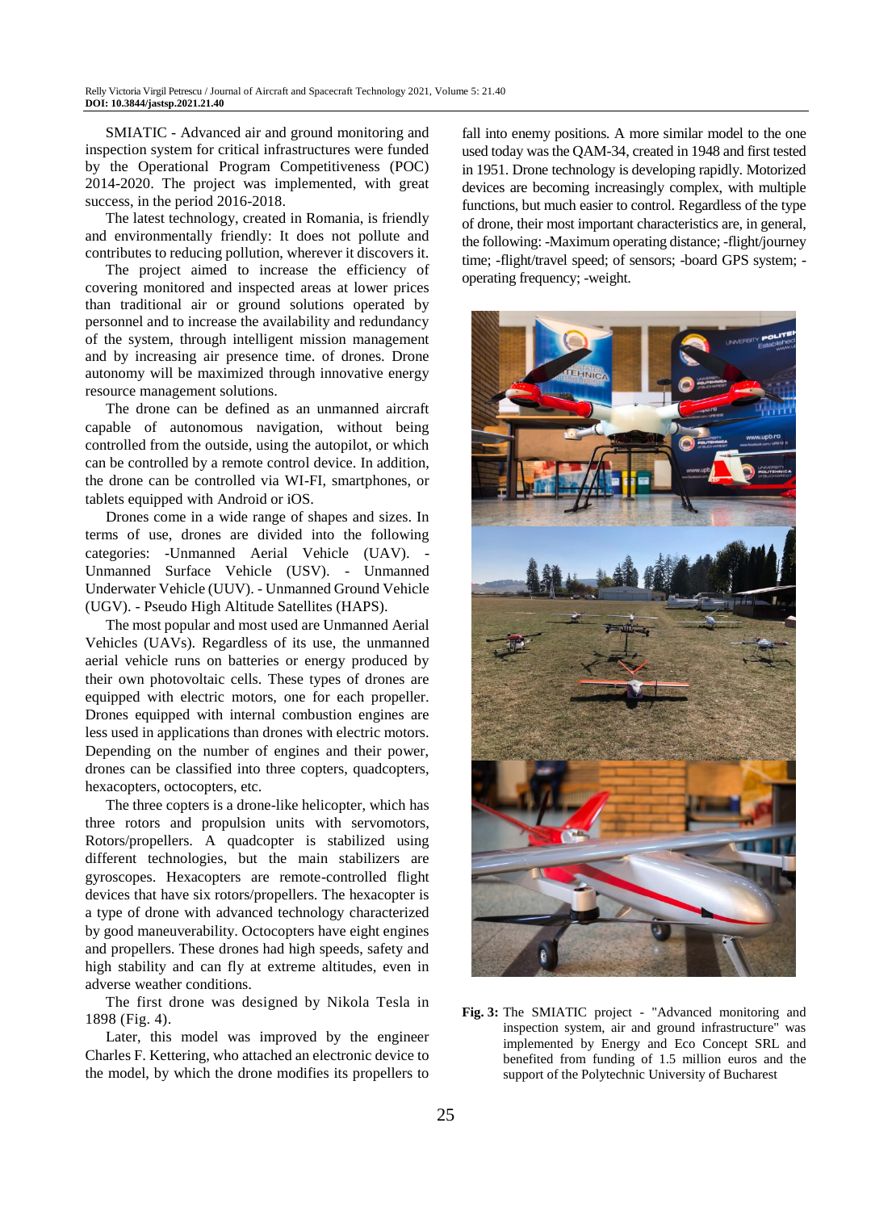SMIATIC - Advanced air and ground monitoring and inspection system for critical infrastructures were funded by the Operational Program Competitiveness (POC) 2014-2020. The project was implemented, with great success, in the period 2016-2018.

The latest technology, created in Romania, is friendly and environmentally friendly: It does not pollute and contributes to reducing pollution, wherever it discovers it.

The project aimed to increase the efficiency of covering monitored and inspected areas at lower prices than traditional air or ground solutions operated by personnel and to increase the availability and redundancy of the system, through intelligent mission management and by increasing air presence time. of drones. Drone autonomy will be maximized through innovative energy resource management solutions.

The drone can be defined as an unmanned aircraft capable of autonomous navigation, without being controlled from the outside, using the autopilot, or which can be controlled by a remote control device. In addition, the drone can be controlled via WI-FI, smartphones, or tablets equipped with Android or iOS.

Drones come in a wide range of shapes and sizes. In terms of use, drones are divided into the following categories: -Unmanned Aerial Vehicle (UAV). - Unmanned Surface Vehicle (USV). - Unmanned Underwater Vehicle (UUV). - Unmanned Ground Vehicle (UGV). - Pseudo High Altitude Satellites (HAPS).

The most popular and most used are Unmanned Aerial Vehicles (UAVs). Regardless of its use, the unmanned aerial vehicle runs on batteries or energy produced by their own photovoltaic cells. These types of drones are equipped with electric motors, one for each propeller. Drones equipped with internal combustion engines are less used in applications than drones with electric motors. Depending on the number of engines and their power, drones can be classified into three copters, quadcopters, hexacopters, octocopters, etc.

The three copters is a drone-like helicopter, which has three rotors and propulsion units with servomotors, Rotors/propellers. A quadcopter is stabilized using different technologies, but the main stabilizers are gyroscopes. Hexacopters are remote-controlled flight devices that have six rotors/propellers. The hexacopter is a type of drone with advanced technology characterized by good maneuverability. Octocopters have eight engines and propellers. These drones had high speeds, safety and high stability and can fly at extreme altitudes, even in adverse weather conditions.

The first drone was designed by Nikola Tesla in 1898 (Fig. 4).

Later, this model was improved by the engineer Charles F. Kettering, who attached an electronic device to the model, by which the drone modifies its propellers to fall into enemy positions. A more similar model to the one used today was the QAM-34, created in 1948 and first tested in 1951. Drone technology is developing rapidly. Motorized devices are becoming increasingly complex, with multiple functions, but much easier to control. Regardless of the type of drone, their most important characteristics are, in general, the following: -Maximum operating distance; -flight/journey time; -flight/travel speed; of sensors; -board GPS system; -operating frequency; -weight.

**Fig. 3:** The SMIATIC project - "Advanced monitoring and inspection system, air and ground infrastructure" was implemented by Energy and Eco Concept SRL and benefited from funding of 1.5 million euros and the support of the Polytechnic University of Bucharest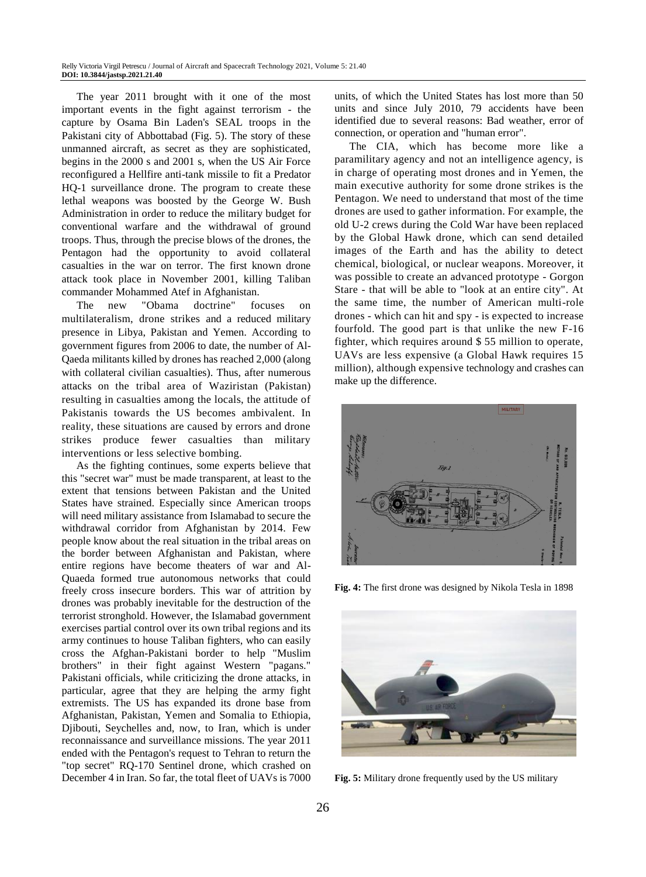The year 2011 brought with it one of the most important events in the fight against terrorism - the capture by Osama Bin Laden's SEAL troops in the Pakistani city of Abbottabad (Fig. 5). The story of these unmanned aircraft, as secret as they are sophisticated, begins in the 2000 s and 2001 s, when the US Air Force reconfigured a Hellfire anti-tank missile to fit a Predator HQ-1 surveillance drone. The program to create these lethal weapons was boosted by the George W. Bush Administration in order to reduce the military budget for conventional warfare and the withdrawal of ground troops. Thus, through the precise blows of the drones, the Pentagon had the opportunity to avoid collateral casualties in the war on terror. The first known drone attack took place in November 2001, killing Taliban commander Mohammed Atef in Afghanistan.

The new "Obama doctrine" focuses on multilateralism, drone strikes and a reduced military presence in Libya, Pakistan and Yemen. According to government figures from 2006 to date, the number of Al-Qaeda militants killed by drones has reached 2,000 (along with collateral civilian casualties). Thus, after numerous attacks on the tribal area of Waziristan (Pakistan) resulting in casualties among the locals, the attitude of Pakistanis towards the US becomes ambivalent. In reality, these situations are caused by errors and drone strikes produce fewer casualties than military interventions or less selective bombing.

As the fighting continues, some experts believe that this "secret war" must be made transparent, at least to the extent that tensions between Pakistan and the United States have strained. Especially since American troops will need military assistance from Islamabad to secure the withdrawal corridor from Afghanistan by 2014. Few people know about the real situation in the tribal areas on the border between Afghanistan and Pakistan, where entire regions have become theaters of war and Al-Quaeda formed true autonomous networks that could freely cross insecure borders. This war of attrition by drones was probably inevitable for the destruction of the terrorist stronghold. However, the Islamabad government exercises partial control over its own tribal regions and its army continues to house Taliban fighters, who can easily cross the Afghan-Pakistani border to help "Muslim brothers" in their fight against Western "pagans." Pakistani officials, while criticizing the drone attacks, in particular, agree that they are helping the army fight extremists. The US has expanded its drone base from Afghanistan, Pakistan, Yemen and Somalia to Ethiopia, Djibouti, Seychelles and, now, to Iran, which is under reconnaissance and surveillance missions. The year 2011 ended with the Pentagon's request to Tehran to return the "top secret" RQ-170 Sentinel drone, which crashed on December 4 in Iran. So far, the total fleet of UAVs is 7000 units, of which the United States has lost more than 50 units and since July 2010, 79 accidents have been identified due to several reasons: Bad weather, error of connection, or operation and "human error".

The CIA, which has become more like a paramilitary agency and not an intelligence agency, is in charge of operating most drones and in Yemen, the main executive authority for some drone strikes is the Pentagon. We need to understand that most of the time drones are used to gather information. For example, the old U-2 crews during the Cold War have been replaced by the Global Hawk drone, which can send detailed images of the Earth and has the ability to detect chemical, biological, or nuclear weapons. Moreover, it was possible to create an advanced prototype - Gorgon Stare - that will be able to "look at an entire city". At the same time, the number of American multi-role drones - which can hit and spy - is expected to increase fourfold. The good part is that unlike the new F-16 fighter, which requires around $ 55 million to operate, UAVs are less expensive (a Global Hawk requires 15 million), although expensive technology and crashes can make up the difference.

**Fig. 4:** The first drone was designed by Nikola Tesla in 1898

**Fig. 5:** Military drone frequently used by the US military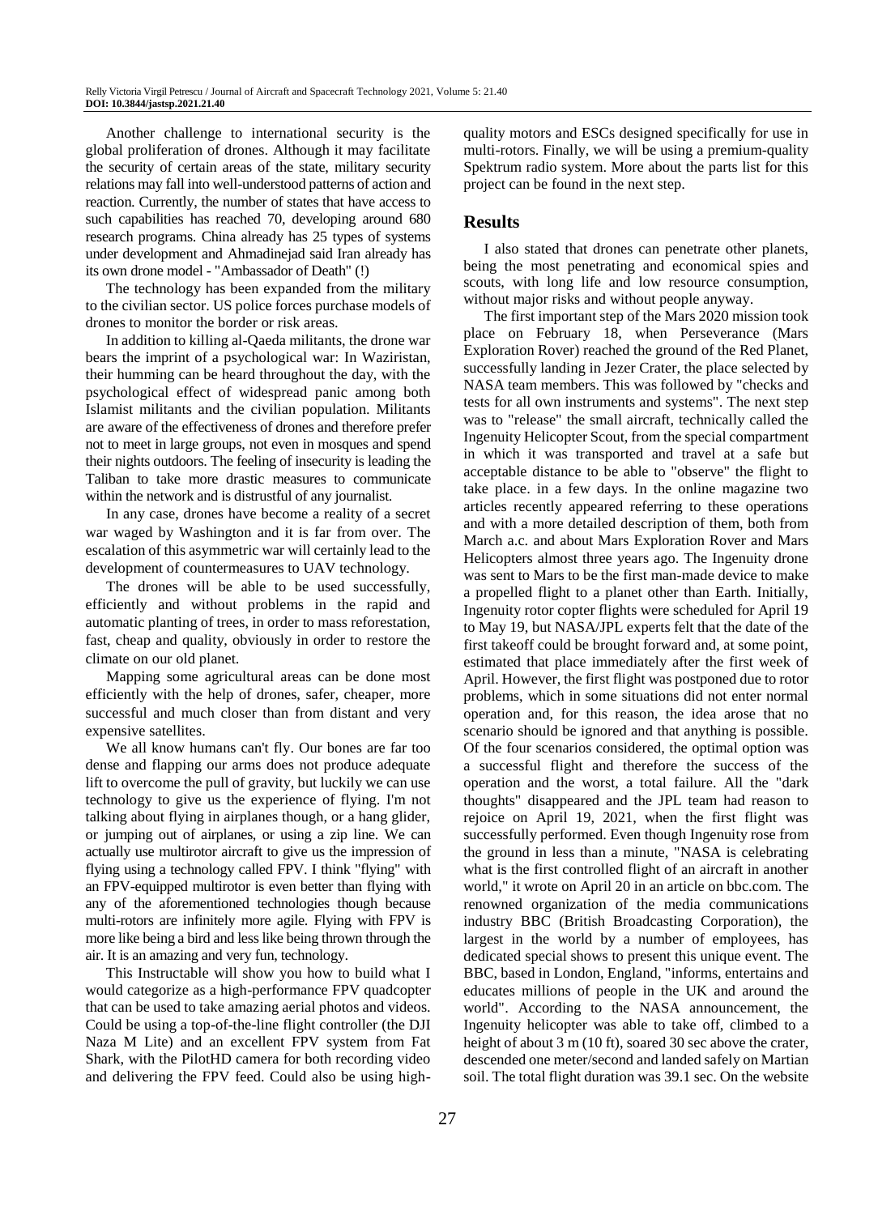Another challenge to international security is the global proliferation of drones. Although it may facilitate the security of certain areas of the state, military security relations may fall into well-understood patterns of action and reaction. Currently, the number of states that have access to such capabilities has reached 70, developing around 680 research programs. China already has 25 types of systems under development and Ahmadinejad said Iran already has its own drone model - "Ambassador of Death" (!)

The technology has been expanded from the military to the civilian sector. US police forces purchase models of drones to monitor the border or risk areas.

In addition to killing al-Qaeda militants, the drone war bears the imprint of a psychological war: In Waziristan, their humming can be heard throughout the day, with the psychological effect of widespread panic among both Islamist militants and the civilian population. Militants are aware of the effectiveness of drones and therefore prefer not to meet in large groups, not even in mosques and spend their nights outdoors. The feeling of insecurity is leading the Taliban to take more drastic measures to communicate within the network and is distrustful of any journalist.

In any case, drones have become a reality of a secret war waged by Washington and it is far from over. The escalation of this asymmetric war will certainly lead to the development of countermeasures to UAV technology.

The drones will be able to be used successfully, efficiently and without problems in the rapid and automatic planting of trees, in order to mass reforestation, fast, cheap and quality, obviously in order to restore the climate on our old planet.

Mapping some agricultural areas can be done most efficiently with the help of drones, safer, cheaper, more successful and much closer than from distant and very expensive satellites.

We all know humans can't fly. Our bones are far too dense and flapping our arms does not produce adequate lift to overcome the pull of gravity, but luckily we can use technology to give us the experience of flying. I'm not talking about flying in airplanes though, or a hang glider, or jumping out of airplanes, or using a zip line. We can actually use multirotor aircraft to give us the impression of flying using a technology called FPV. I think "flying" with an FPV-equipped multirotor is even better than flying with any of the aforementioned technologies though because multi-rotors are infinitely more agile. Flying with FPV is more like being a bird and less like being thrown through the air. It is an amazing and very fun, technology.

This Instructable will show you how to build what I would categorize as a high-performance FPV quadcopter that can be used to take amazing aerial photos and videos. Could be using a top-of-the-line flight controller (the DJI Naza M Lite) and an excellent FPV system from Fat Shark, with the PilotHD camera for both recording video and delivering the FPV feed. Could also be using high-quality motors and ESCs designed specifically for use in multi-rotors. Finally, we will be using a premium-quality Spektrum radio system. More about the parts list for this project can be found in the next step.

## Results

I also stated that drones can penetrate other planets, being the most penetrating and economical spies and scouts, with long life and low resource consumption, without major risks and without people anyway.

The first important step of the Mars 2020 mission took place on February 18, when Perseverance (Mars Exploration Rover) reached the ground of the Red Planet, successfully landing in Jezer Crater, the place selected by NASA team members. This was followed by "checks and tests for all own instruments and systems". The next step was to "release" the small aircraft, technically called the Ingenuity Helicopter Scout, from the special compartment in which it was transported and travel at a safe but acceptable distance to be able to "observe" the flight to take place. in a few days. In the online magazine two articles recently appeared referring to these operations and with a more detailed description of them, both from March a.c. and about Mars Exploration Rover and Mars Helicopters almost three years ago. The Ingenuity drone was sent to Mars to be the first man-made device to make a propelled flight to a planet other than Earth. Initially, Ingenuity rotor copter flights were scheduled for April 19 to May 19, but NASA/JPL experts felt that the date of the first takeoff could be brought forward and, at some point, estimated that place immediately after the first week of April. However, the first flight was postponed due to rotor problems, which in some situations did not enter normal operation and, for this reason, the idea arose that no scenario should be ignored and that anything is possible. Of the four scenarios considered, the optimal option was a successful flight and therefore the success of the operation and the worst, a total failure. All the "dark thoughts" disappeared and the JPL team had reason to rejoice on April 19, 2021, when the first flight was successfully performed. Even though Ingenuity rose from the ground in less than a minute, "NASA is celebrating what is the first controlled flight of an aircraft in another world," it wrote on April 20 in an article on bbc.com. The renowned organization of the media communications industry BBC (British Broadcasting Corporation), the largest in the world by a number of employees, has dedicated special shows to present this unique event. The BBC, based in London, England, "informs, entertains and educates millions of people in the UK and around the world". According to the NASA announcement, the Ingenuity helicopter was able to take off, climbed to a height of about 3 m (10 ft), soared 30 sec above the crater, descended one meter/second and landed safely on Martian soil. The total flight duration was 39.1 sec. On the website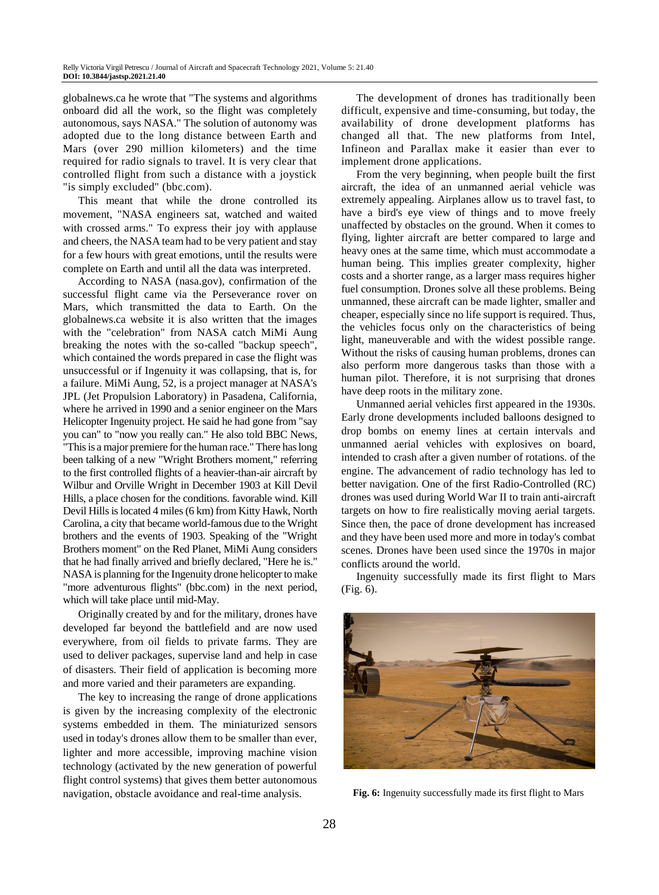globalnews.ca he wrote that "The systems and algorithms onboard did all the work, so the flight was completely autonomous, says NASA." The solution of autonomy was adopted due to the long distance between Earth and Mars (over 290 million kilometers) and the time required for radio signals to travel. It is very clear that controlled flight from such a distance with a joystick "is simply excluded" (bbc.com).

This meant that while the drone controlled its movement, "NASA engineers sat, watched and waited with crossed arms." To express their joy with applause and cheers, the NASA team had to be very patient and stay for a few hours with great emotions, until the results were complete on Earth and until all the data was interpreted.

According to NASA (nasa.gov), confirmation of the successful flight came via the Perseverance rover on Mars, which transmitted the data to Earth. On the globalnews.ca website it is also written that the images with the "celebration" from NASA catch MiMi Aung breaking the notes with the so-called "backup speech", which contained the words prepared in case the flight was unsuccessful or if Ingenuity it was collapsing, that is, for a failure. MiMi Aung, 52, is a project manager at NASA's JPL (Jet Propulsion Laboratory) in Pasadena, California, where he arrived in 1990 and a senior engineer on the Mars Helicopter Ingenuity project. He said he had gone from "say you can" to "now you really can." He also told BBC News, "This is a major premiere for the human race." There has long been talking of a new "Wright Brothers moment," referring to the first controlled flights of a heavier-than-air aircraft by Wilbur and Orville Wright in December 1903 at Kill Devil Hills, a place chosen for the conditions. favorable wind. Kill Devil Hills is located 4 miles (6 km) from Kitty Hawk, North Carolina, a city that became world-famous due to the Wright brothers and the events of 1903. Speaking of the "Wright Brothers moment" on the Red Planet, MiMi Aung considers that he had finally arrived and briefly declared, "Here he is." NASA is planning for the Ingenuity drone helicopter to make "more adventurous flights" (bbc.com) in the next period, which will take place until mid-May.

Originally created by and for the military, drones have developed far beyond the battlefield and are now used everywhere, from oil fields to private farms. They are used to deliver packages, supervise land and help in case of disasters. Their field of application is becoming more and more varied and their parameters are expanding.

The key to increasing the range of drone applications is given by the increasing complexity of the electronic systems embedded in them. The miniaturized sensors used in today's drones allow them to be smaller than ever, lighter and more accessible, improving machine vision technology (activated by the new generation of powerful flight control systems) that gives them better autonomous navigation, obstacle avoidance and real-time analysis.

The development of drones has traditionally been difficult, expensive and time-consuming, but today, the availability of drone development platforms has changed all that. The new platforms from Intel, Infineon and Parallax make it easier than ever to implement drone applications.

From the very beginning, when people built the first aircraft, the idea of an unmanned aerial vehicle was extremely appealing. Airplanes allow us to travel fast, to have a bird's eye view of things and to move freely unaffected by obstacles on the ground. When it comes to flying, lighter aircraft are better compared to large and heavy ones at the same time, which must accommodate a human being. This implies greater complexity, higher costs and a shorter range, as a larger mass requires higher fuel consumption. Drones solve all these problems. Being unmanned, these aircraft can be made lighter, smaller and cheaper, especially since no life support is required. Thus, the vehicles focus only on the characteristics of being light, maneuverable and with the widest possible range. Without the risks of causing human problems, drones can also perform more dangerous tasks than those with a human pilot. Therefore, it is not surprising that drones have deep roots in the military zone.

Unmanned aerial vehicles first appeared in the 1930s. Early drone developments included balloons designed to drop bombs on enemy lines at certain intervals and unmanned aerial vehicles with explosives on board, intended to crash after a given number of rotations. of the engine. The advancement of radio technology has led to better navigation. One of the first Radio-Controlled (RC) drones was used during World War II to train anti-aircraft targets on how to fire realistically moving aerial targets. Since then, the pace of drone development has increased and they have been used more and more in today's combat scenes. Drones have been used since the 1970s in major conflicts around the world.

Ingenuity successfully made its first flight to Mars (Fig. 6).

**Fig. 6:** Ingenuity successfully made its first flight to Mars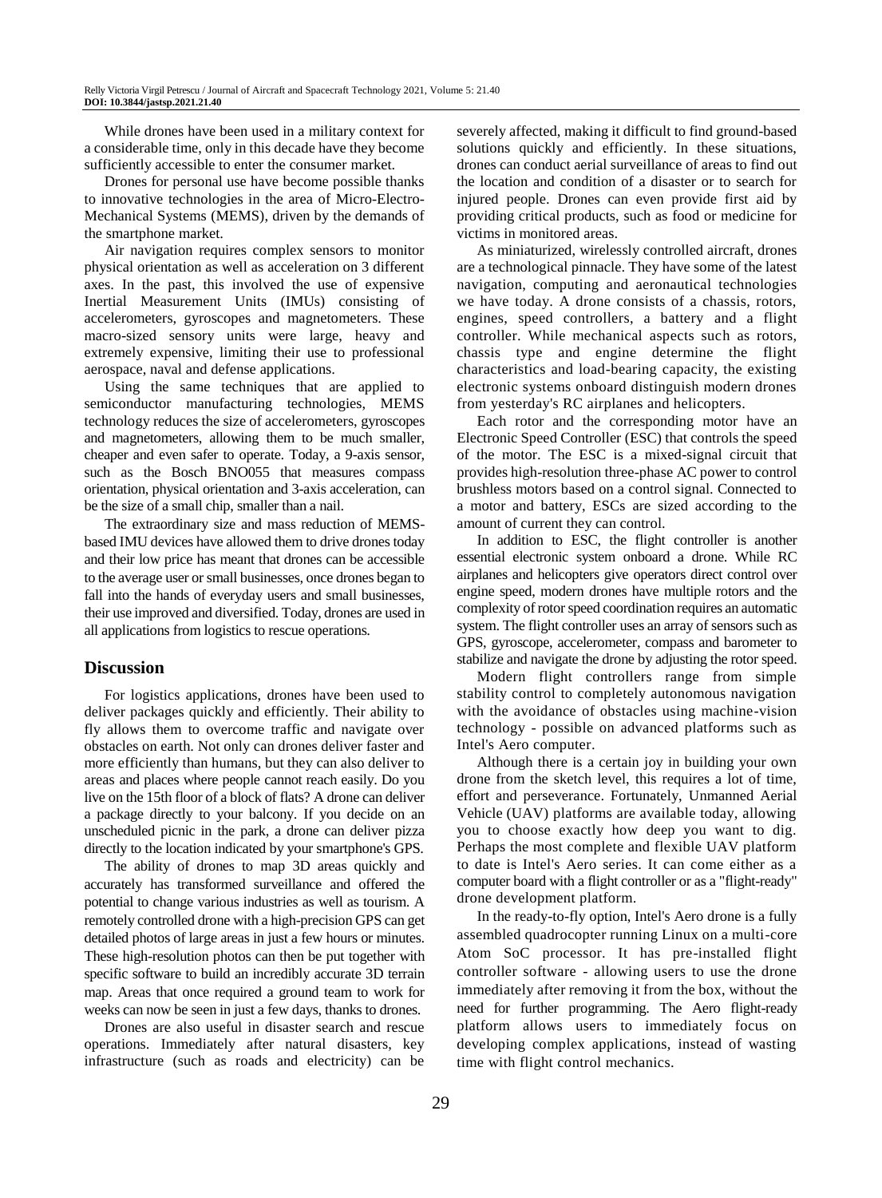While drones have been used in a military context for a considerable time, only in this decade have they become sufficiently accessible to enter the consumer market.

Drones for personal use have become possible thanks to innovative technologies in the area of Micro-Electro-Mechanical Systems (MEMS), driven by the demands of the smartphone market.

Air navigation requires complex sensors to monitor physical orientation as well as acceleration on 3 different axes. In the past, this involved the use of expensive Inertial Measurement Units (IMUs) consisting of accelerometers, gyroscopes and magnetometers. These macro-sized sensory units were large, heavy and extremely expensive, limiting their use to professional aerospace, naval and defense applications.

Using the same techniques that are applied to semiconductor manufacturing technologies, MEMS technology reduces the size of accelerometers, gyroscopes and magnetometers, allowing them to be much smaller, cheaper and even safer to operate. Today, a 9-axis sensor, such as the Bosch BNO055 that measures compass orientation, physical orientation and 3-axis acceleration, can be the size of a small chip, smaller than a nail.

The extraordinary size and mass reduction of MEMS-based IMU devices have allowed them to drive drones today and their low price has meant that drones can be accessible to the average user or small businesses, once drones began to fall into the hands of everyday users and small businesses, their use improved and diversified. Today, drones are used in all applications from logistics to rescue operations.

## Discussion

For logistics applications, drones have been used to deliver packages quickly and efficiently. Their ability to fly allows them to overcome traffic and navigate over obstacles on earth. Not only can drones deliver faster and more efficiently than humans, but they can also deliver to areas and places where people cannot reach easily. Do you live on the 15th floor of a block of flats? A drone can deliver a package directly to your balcony. If you decide on an unscheduled picnic in the park, a drone can deliver pizza directly to the location indicated by your smartphone's GPS.

The ability of drones to map 3D areas quickly and accurately has transformed surveillance and offered the potential to change various industries as well as tourism. A remotely controlled drone with a high-precision GPS can get detailed photos of large areas in just a few hours or minutes. These high-resolution photos can then be put together with specific software to build an incredibly accurate 3D terrain map. Areas that once required a ground team to work for weeks can now be seen in just a few days, thanks to drones.

Drones are also useful in disaster search and rescue operations. Immediately after natural disasters, key infrastructure (such as roads and electricity) can be severely affected, making it difficult to find ground-based solutions quickly and efficiently. In these situations, drones can conduct aerial surveillance of areas to find out the location and condition of a disaster or to search for injured people. Drones can even provide first aid by providing critical products, such as food or medicine for victims in monitored areas.

As miniaturized, wirelessly controlled aircraft, drones are a technological pinnacle. They have some of the latest navigation, computing and aeronautical technologies we have today. A drone consists of a chassis, rotors, engines, speed controllers, a battery and a flight controller. While mechanical aspects such as rotors, chassis type and engine determine the flight characteristics and load-bearing capacity, the existing electronic systems onboard distinguish modern drones from yesterday's RC airplanes and helicopters.

Each rotor and the corresponding motor have an Electronic Speed Controller (ESC) that controls the speed of the motor. The ESC is a mixed-signal circuit that provides high-resolution three-phase AC power to control brushless motors based on a control signal. Connected to a motor and battery, ESCs are sized according to the amount of current they can control.

In addition to ESC, the flight controller is another essential electronic system onboard a drone. While RC airplanes and helicopters give operators direct control over engine speed, modern drones have multiple rotors and the complexity of rotor speed coordination requires an automatic system. The flight controller uses an array of sensors such as GPS, gyroscope, accelerometer, compass and barometer to stabilize and navigate the drone by adjusting the rotor speed.

Modern flight controllers range from simple stability control to completely autonomous navigation with the avoidance of obstacles using machine-vision technology - possible on advanced platforms such as Intel's Aero computer.

Although there is a certain joy in building your own drone from the sketch level, this requires a lot of time, effort and perseverance. Fortunately, Unmanned Aerial Vehicle (UAV) platforms are available today, allowing you to choose exactly how deep you want to dig. Perhaps the most complete and flexible UAV platform to date is Intel's Aero series. It can come either as a computer board with a flight controller or as a "flight-ready" drone development platform.

In the ready-to-fly option, Intel's Aero drone is a fully assembled quadrocopter running Linux on a multi-core Atom SoC processor. It has pre-installed flight controller software - allowing users to use the drone immediately after removing it from the box, without the need for further programming. The Aero flight-ready platform allows users to immediately focus on developing complex applications, instead of wasting time with flight control mechanics.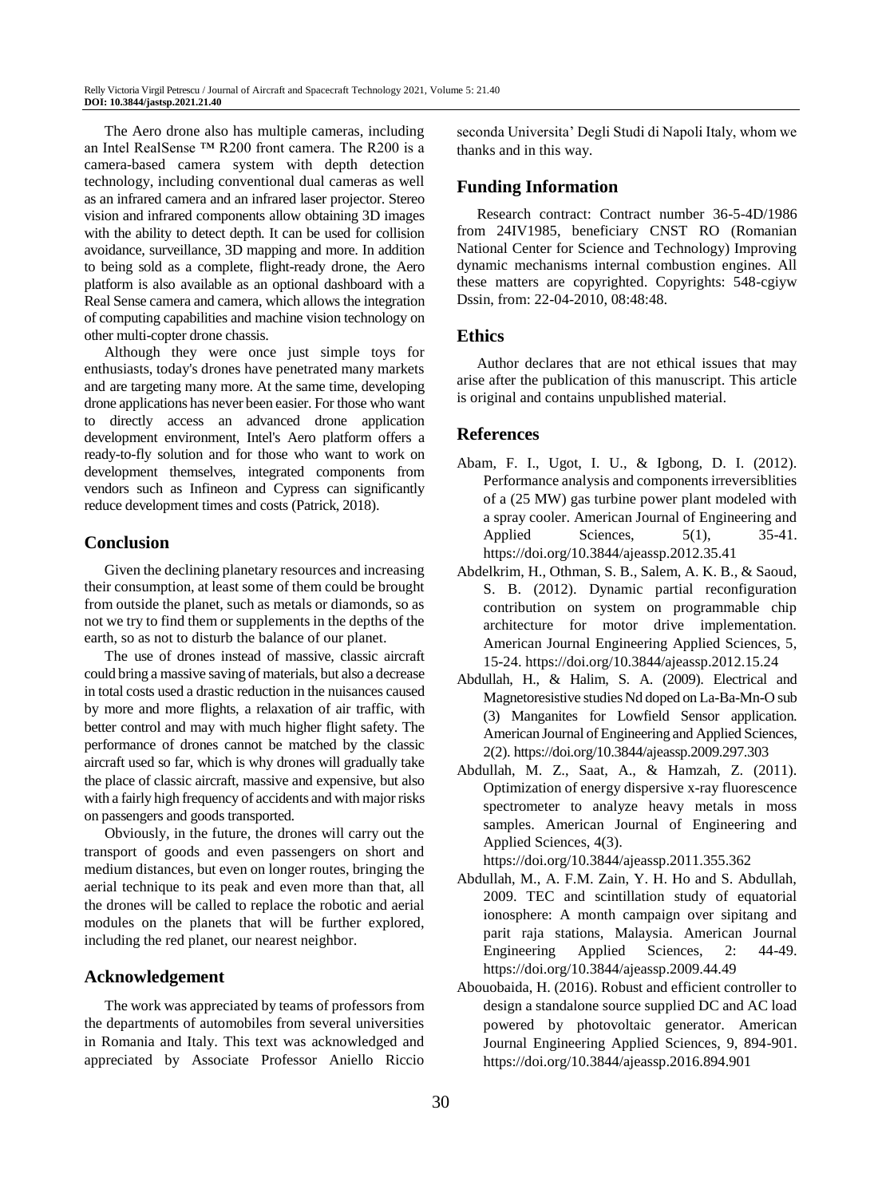The Aero drone also has multiple cameras, including an Intel RealSense ™ R200 front camera. The R200 is a camera-based camera system with depth detection technology, including conventional dual cameras as well as an infrared camera and an infrared laser projector. Stereo vision and infrared components allow obtaining 3D images with the ability to detect depth. It can be used for collision avoidance, surveillance, 3D mapping and more. In addition to being sold as a complete, flight-ready drone, the Aero platform is also available as an optional dashboard with a Real Sense camera and camera, which allows the integration of computing capabilities and machine vision technology on other multi-copter drone chassis.

Although they were once just simple toys for enthusiasts, today's drones have penetrated many markets and are targeting many more. At the same time, developing drone applications has never been easier. For those who want to directly access an advanced drone application development environment, Intel's Aero platform offers a ready-to-fly solution and for those who want to work on development themselves, integrated components from vendors such as Infineon and Cypress can significantly reduce development times and costs (Patrick, 2018).

## Conclusion

Given the declining planetary resources and increasing their consumption, at least some of them could be brought from outside the planet, such as metals or diamonds, so as not we try to find them or supplements in the depths of the earth, so as not to disturb the balance of our planet.

The use of drones instead of massive, classic aircraft could bring a massive saving of materials, but also a decrease in total costs used a drastic reduction in the nuisances caused by more and more flights, a relaxation of air traffic, with better control and may with much higher flight safety. The performance of drones cannot be matched by the classic aircraft used so far, which is why drones will gradually take the place of classic aircraft, massive and expensive, but also with a fairly high frequency of accidents and with major risks on passengers and goods transported.

Obviously, in the future, the drones will carry out the transport of goods and even passengers on short and medium distances, but even on longer routes, bringing the aerial technique to its peak and even more than that, all the drones will be called to replace the robotic and aerial modules on the planets that will be further explored, including the red planet, our nearest neighbor.

## Acknowledgement

The work was appreciated by teams of professors from the departments of automobiles from several universities in Romania and Italy. This text was acknowledged and appreciated by Associate Professor Aniello Riccio seconda Universita' Degli Studi di Napoli Italy, whom we thanks and in this way.

## Funding Information

Research contract: Contract number 36-5-4D/1986 from 24IV1985, beneficiary CNST RO (Romanian National Center for Science and Technology) Improving dynamic mechanisms internal combustion engines. All these matters are copyrighted. Copyrights: 548-cgiyw Dssin, from: 22-04-2010, 08:48:48.

## Ethics

Author declares that are not ethical issues that may arise after the publication of this manuscript. This article is original and contains unpublished material.

## References

Abam, F. I., Ugot, I. U., & Igbong, D. I. (2012). Performance analysis and components irreversiblities of a (25 MW) gas turbine power plant modeled with a spray cooler. American Journal of Engineering and Applied Sciences, 5(1), 35-41. https://doi.org/10.3844/ajeassp.2012.35.41

Abdelkrim, H., Othman, S. B., Salem, A. K. B., & Saoud, S. B. (2012). Dynamic partial reconfiguration contribution on system on programmable chip architecture for motor drive implementation. American Journal Engineering Applied Sciences, 5, 15-24. https://doi.org/10.3844/ajeassp.2012.15.24

Abdullah, H., & Halim, S. A. (2009). Electrical and Magnetoresistive studies Nd doped on La-Ba-Mn-O sub (3) Manganites for Lowfield Sensor application. American Journal of Engineering and Applied Sciences, 2(2). https://doi.org/10.3844/ajeassp.2009.297.303

Abdullah, M. Z., Saat, A., & Hamzah, Z. (2011). Optimization of energy dispersive x-ray fluorescence spectrometer to analyze heavy metals in moss samples. American Journal of Engineering and Applied Sciences, 4(3). https://doi.org/10.3844/ajeassp.2011.355.362

Abdullah, M., A. F.M. Zain, Y. H. Ho and S. Abdullah, 2009. TEC and scintillation study of equatorial ionosphere: A month campaign over sipitang and parit raja stations, Malaysia. American Journal Engineering Applied Sciences, 2: 44-49. https://doi.org/10.3844/ajeassp.2009.44.49

Abouobaida, H. (2016). Robust and efficient controller to design a standalone source supplied DC and AC load powered by photovoltaic generator. American Journal Engineering Applied Sciences, 9, 894-901. https://doi.org/10.3844/ajeassp.2016.894.901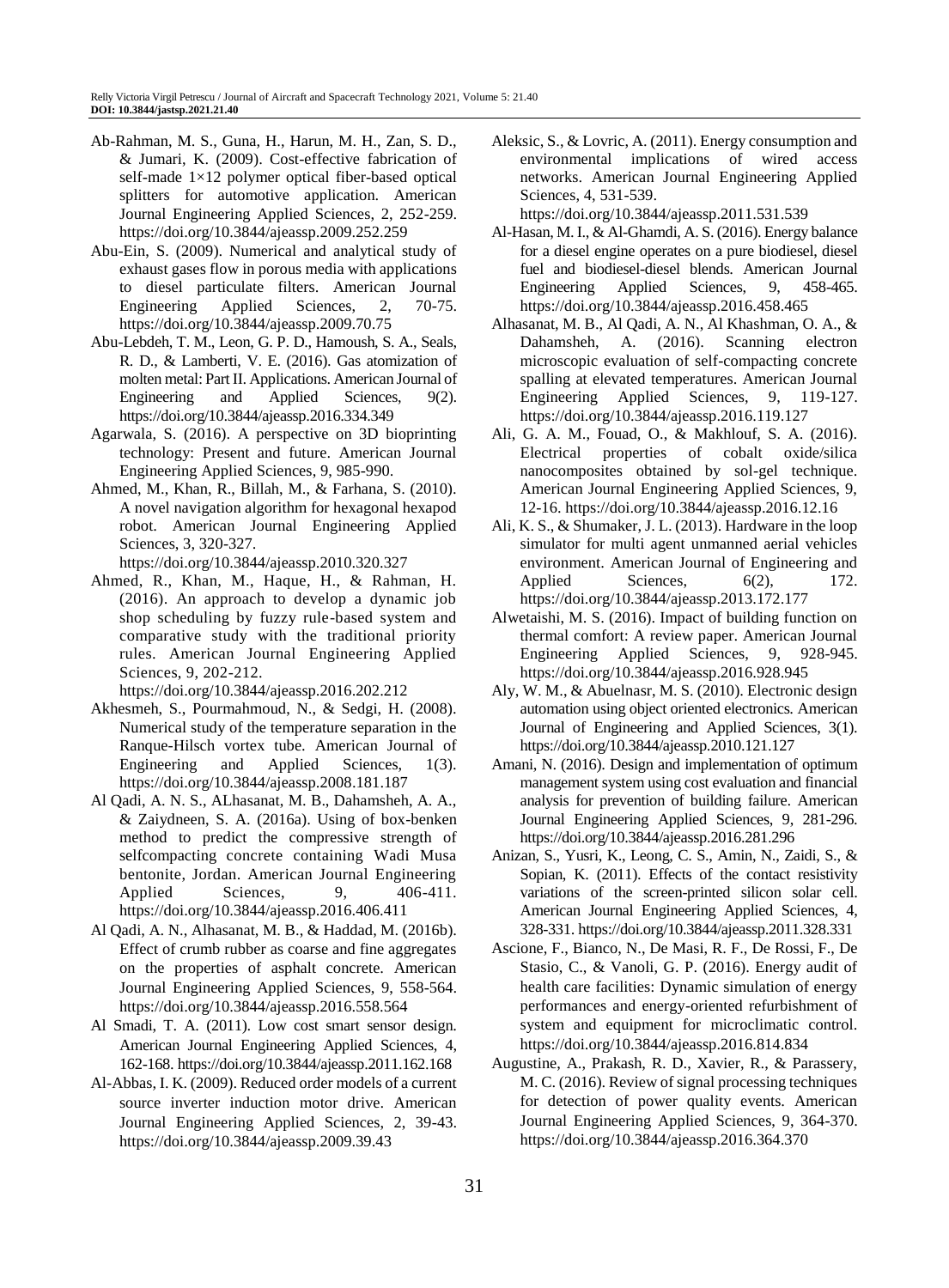Ab-Rahman, M. S., Guna, H., Harun, M. H., Zan, S. D., & Jumari, K. (2009). Cost-effective fabrication of self-made 1×12 polymer optical fiber-based optical splitters for automotive application. American Journal Engineering Applied Sciences, 2, 252-259. https://doi.org/10.3844/ajeassp.2009.252.259

Abu-Ein, S. (2009). Numerical and analytical study of exhaust gases flow in porous media with applications to diesel particulate filters. American Journal Engineering Applied Sciences, 2, 70-75. https://doi.org/10.3844/ajeassp.2009.70.75

Abu-Lebdeh, T. M., Leon, G. P. D., Hamoush, S. A., Seals, R. D., & Lamberti, V. E. (2016). Gas atomization of molten metal: Part II. Applications. American Journal of Engineering and Applied Sciences, 9(2). https://doi.org/10.3844/ajeassp.2016.334.349

Agarwala, S. (2016). A perspective on 3D bioprinting technology: Present and future. American Journal Engineering Applied Sciences, 9, 985-990.

Ahmed, M., Khan, R., Billah, M., & Farhana, S. (2010). A novel navigation algorithm for hexagonal hexapod robot. American Journal Engineering Applied Sciences, 3, 320-327. https://doi.org/10.3844/ajeassp.2010.320.327

Ahmed, R., Khan, M., Haque, H., & Rahman, H. (2016). An approach to develop a dynamic job shop scheduling by fuzzy rule-based system and comparative study with the traditional priority rules. American Journal Engineering Applied Sciences, 9, 202-212. https://doi.org/10.3844/ajeassp.2016.202.212

Akhesmeh, S., Pourmahmoud, N., & Sedgi, H. (2008). Numerical study of the temperature separation in the Ranque-Hilsch vortex tube. American Journal of Engineering and Applied Sciences, 1(3). https://doi.org/10.3844/ajeassp.2008.181.187

Al Qadi, A. N. S., ALhasanat, M. B., Dahamsheh, A. A., & Zaiydneen, S. A. (2016a). Using of box-benken method to predict the compressive strength of selfcompacting concrete containing Wadi Musa bentonite, Jordan. American Journal Engineering Applied Sciences, 9, 406-411. https://doi.org/10.3844/ajeassp.2016.406.411

Al Qadi, A. N., Alhasanat, M. B., & Haddad, M. (2016b). Effect of crumb rubber as coarse and fine aggregates on the properties of asphalt concrete. American Journal Engineering Applied Sciences, 9, 558-564. https://doi.org/10.3844/ajeassp.2016.558.564

Al Smadi, T. A. (2011). Low cost smart sensor design. American Journal Engineering Applied Sciences, 4, 162-168. https://doi.org/10.3844/ajeassp.2011.162.168

Al-Abbas, I. K. (2009). Reduced order models of a current source inverter induction motor drive. American Journal Engineering Applied Sciences, 2, 39-43. https://doi.org/10.3844/ajeassp.2009.39.43

Aleksic, S., & Lovric, A. (2011). Energy consumption and environmental implications of wired access networks. American Journal Engineering Applied Sciences, 4, 531-539. https://doi.org/10.3844/ajeassp.2011.531.539

Al-Hasan, M. I., & Al-Ghamdi, A. S. (2016). Energy balance for a diesel engine operates on a pure biodiesel, diesel fuel and biodiesel-diesel blends. American Journal Engineering Applied Sciences, 9, 458-465. https://doi.org/10.3844/ajeassp.2016.458.465

Alhasanat, M. B., Al Qadi, A. N., Al Khashman, O. A., & Dahamsheh, A. (2016). Scanning electron microscopic evaluation of self-compacting concrete spalling at elevated temperatures. American Journal Engineering Applied Sciences, 9, 119-127. https://doi.org/10.3844/ajeassp.2016.119.127

Ali, G. A. M., Fouad, O., & Makhlouf, S. A. (2016). Electrical properties of cobalt oxide/silica nanocomposites obtained by sol-gel technique. American Journal Engineering Applied Sciences, 9, 12-16. https://doi.org/10.3844/ajeassp.2016.12.16

Ali, K. S., & Shumaker, J. L. (2013). Hardware in the loop simulator for multi agent unmanned aerial vehicles environment. American Journal of Engineering and Applied Sciences, 6(2), 172. https://doi.org/10.3844/ajeassp.2013.172.177

Alwetaishi, M. S. (2016). Impact of building function on thermal comfort: A review paper. American Journal Engineering Applied Sciences, 9, 928-945. https://doi.org/10.3844/ajeassp.2016.928.945

Aly, W. M., & Abuelnasr, M. S. (2010). Electronic design automation using object oriented electronics. American Journal of Engineering and Applied Sciences, 3(1). https://doi.org/10.3844/ajeassp.2010.121.127

Amani, N. (2016). Design and implementation of optimum management system using cost evaluation and financial analysis for prevention of building failure. American Journal Engineering Applied Sciences, 9, 281-296. https://doi.org/10.3844/ajeassp.2016.281.296

Anizan, S., Yusri, K., Leong, C. S., Amin, N., Zaidi, S., & Sopian, K. (2011). Effects of the contact resistivity variations of the screen-printed silicon solar cell. American Journal Engineering Applied Sciences, 4, 328-331. https://doi.org/10.3844/ajeassp.2011.328.331

Ascione, F., Bianco, N., De Masi, R. F., De Rossi, F., De Stasio, C., & Vanoli, G. P. (2016). Energy audit of health care facilities: Dynamic simulation of energy performances and energy-oriented refurbishment of system and equipment for microclimatic control. https://doi.org/10.3844/ajeassp.2016.814.834

Augustine, A., Prakash, R. D., Xavier, R., & Parassery, M. C. (2016). Review of signal processing techniques for detection of power quality events. American Journal Engineering Applied Sciences, 9, 364-370. https://doi.org/10.3844/ajeassp.2016.364.370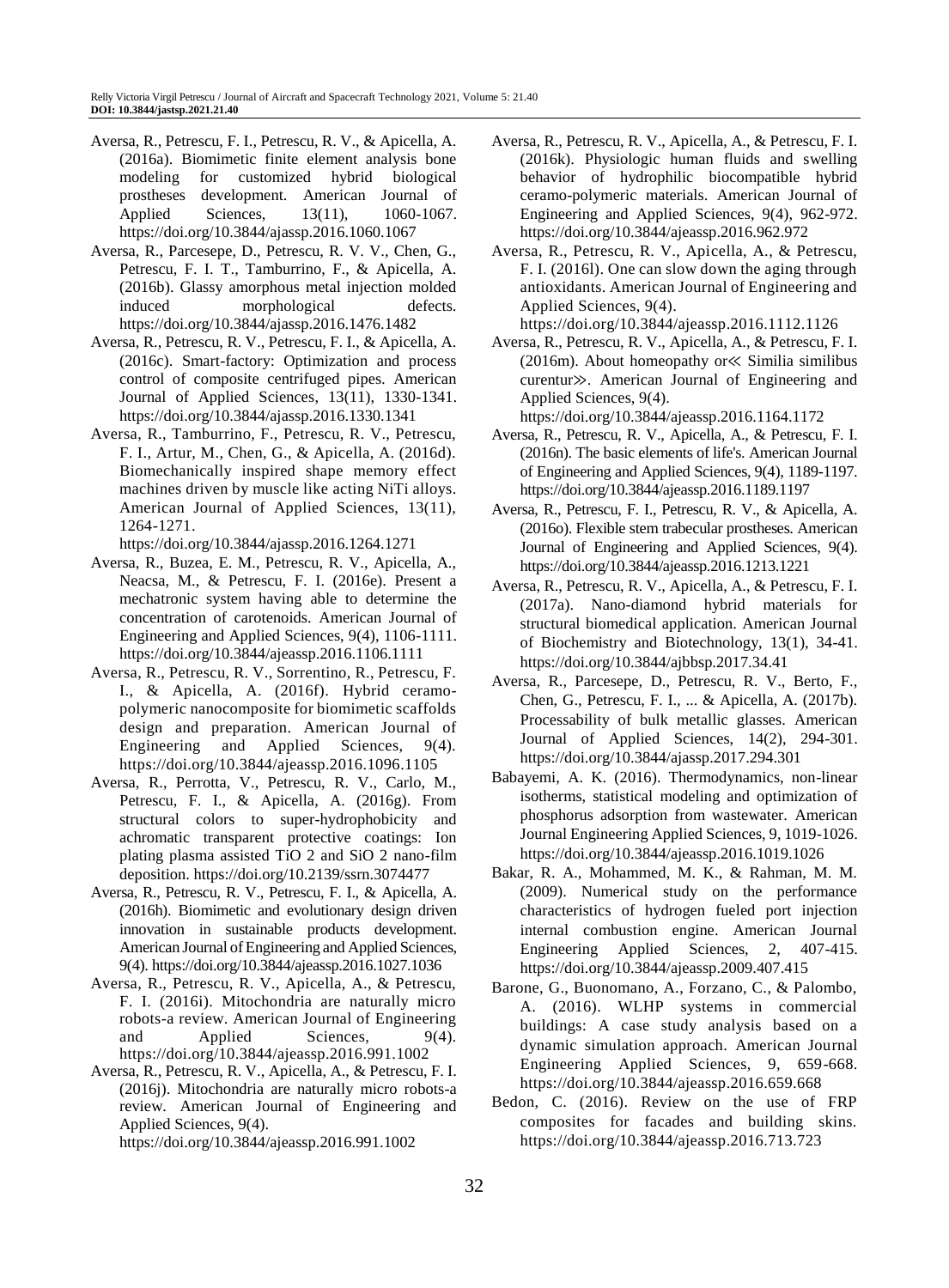Aversa, R., Petrescu, F. I., Petrescu, R. V., & Apicella, A. (2016a). Biomimetic finite element analysis bone modeling for customized hybrid biological prostheses development. American Journal of Applied Sciences, 13(11), 1060-1067. https://doi.org/10.3844/ajassp.2016.1060.1067

Aversa, R., Parcesepe, D., Petrescu, R. V. V., Chen, G., Petrescu, F. I. T., Tamburrino, F., & Apicella, A. (2016b). Glassy amorphous metal injection molded induced morphological defects. https://doi.org/10.3844/ajassp.2016.1476.1482

Aversa, R., Petrescu, R. V., Petrescu, F. I., & Apicella, A. (2016c). Smart-factory: Optimization and process control of composite centrifuged pipes. American Journal of Applied Sciences, 13(11), 1330-1341. https://doi.org/10.3844/ajassp.2016.1330.1341

Aversa, R., Tamburrino, F., Petrescu, R. V., Petrescu, F. I., Artur, M., Chen, G., & Apicella, A. (2016d). Biomechanically inspired shape memory effect machines driven by muscle like acting NiTi alloys. American Journal of Applied Sciences, 13(11), 1264-1271. https://doi.org/10.3844/ajassp.2016.1264.1271

Aversa, R., Buzea, E. M., Petrescu, R. V., Apicella, A., Neacsa, M., & Petrescu, F. I. (2016e). Present a mechatronic system having able to determine the concentration of carotenoids. American Journal of Engineering and Applied Sciences, 9(4), 1106-1111. https://doi.org/10.3844/ajeassp.2016.1106.1111

Aversa, R., Petrescu, R. V., Sorrentino, R., Petrescu, F. I., & Apicella, A. (2016f). Hybrid ceramo-polymeric nanocomposite for biomimetic scaffolds design and preparation. American Journal of Engineering and Applied Sciences, 9(4). https://doi.org/10.3844/ajeassp.2016.1096.1105

Aversa, R., Perrotta, V., Petrescu, R. V., Carlo, M., Petrescu, F. I., & Apicella, A. (2016g). From structural colors to super-hydrophobicity and achromatic transparent protective coatings: Ion plating plasma assisted TiO 2 and SiO 2 nano-film deposition. https://doi.org/10.2139/ssrn.3074477

Aversa, R., Petrescu, R. V., Petrescu, F. I., & Apicella, A. (2016h). Biomimetic and evolutionary design driven innovation in sustainable products development. American Journal of Engineering and Applied Sciences, 9(4). https://doi.org/10.3844/ajeassp.2016.1027.1036

Aversa, R., Petrescu, R. V., Apicella, A., & Petrescu, F. I. (2016i). Mitochondria are naturally micro robots-a review. American Journal of Engineering and Applied Sciences, 9(4). https://doi.org/10.3844/ajeassp.2016.991.1002

Aversa, R., Petrescu, R. V., Apicella, A., & Petrescu, F. I. (2016j). Mitochondria are naturally micro robots-a review. American Journal of Engineering and Applied Sciences, 9(4). https://doi.org/10.3844/ajeassp.2016.991.1002

Aversa, R., Petrescu, R. V., Apicella, A., & Petrescu, F. I. (2016k). Physiologic human fluids and swelling behavior of hydrophilic biocompatible hybrid ceramo-polymeric materials. American Journal of Engineering and Applied Sciences, 9(4), 962-972. https://doi.org/10.3844/ajeassp.2016.962.972

Aversa, R., Petrescu, R. V., Apicella, A., & Petrescu, F. I. (2016l). One can slow down the aging through antioxidants. American Journal of Engineering and Applied Sciences, 9(4). https://doi.org/10.3844/ajeassp.2016.1112.1126

Aversa, R., Petrescu, R. V., Apicella, A., & Petrescu, F. I. (2016m). About homeopathy or≪ Similia similibus curentur≫. American Journal of Engineering and Applied Sciences, 9(4). https://doi.org/10.3844/ajeassp.2016.1164.1172

Aversa, R., Petrescu, R. V., Apicella, A., & Petrescu, F. I. (2016n). The basic elements of life's. American Journal of Engineering and Applied Sciences, 9(4), 1189-1197. https://doi.org/10.3844/ajeassp.2016.1189.1197

Aversa, R., Petrescu, F. I., Petrescu, R. V., & Apicella, A. (2016o). Flexible stem trabecular prostheses. American Journal of Engineering and Applied Sciences, 9(4). https://doi.org/10.3844/ajeassp.2016.1213.1221

Aversa, R., Petrescu, R. V., Apicella, A., & Petrescu, F. I. (2017a). Nano-diamond hybrid materials for structural biomedical application. American Journal of Biochemistry and Biotechnology, 13(1), 34-41. https://doi.org/10.3844/ajbbsp.2017.34.41

Aversa, R., Parcesepe, D., Petrescu, R. V., Berto, F., Chen, G., Petrescu, F. I., ... & Apicella, A. (2017b). Processability of bulk metallic glasses. American Journal of Applied Sciences, 14(2), 294-301. https://doi.org/10.3844/ajassp.2017.294.301

Babayemi, A. K. (2016). Thermodynamics, non-linear isotherms, statistical modeling and optimization of phosphorus adsorption from wastewater. American Journal Engineering Applied Sciences, 9, 1019-1026. https://doi.org/10.3844/ajeassp.2016.1019.1026

Bakar, R. A., Mohammed, M. K., & Rahman, M. M. (2009). Numerical study on the performance characteristics of hydrogen fueled port injection internal combustion engine. American Journal Engineering Applied Sciences, 2, 407-415. https://doi.org/10.3844/ajeassp.2009.407.415

Barone, G., Buonomano, A., Forzano, C., & Palombo, A. (2016). WLHP systems in commercial buildings: A case study analysis based on a dynamic simulation approach. American Journal Engineering Applied Sciences, 9, 659-668. https://doi.org/10.3844/ajeassp.2016.659.668

Bedon, C. (2016). Review on the use of FRP composites for facades and building skins. https://doi.org/10.3844/ajeassp.2016.713.723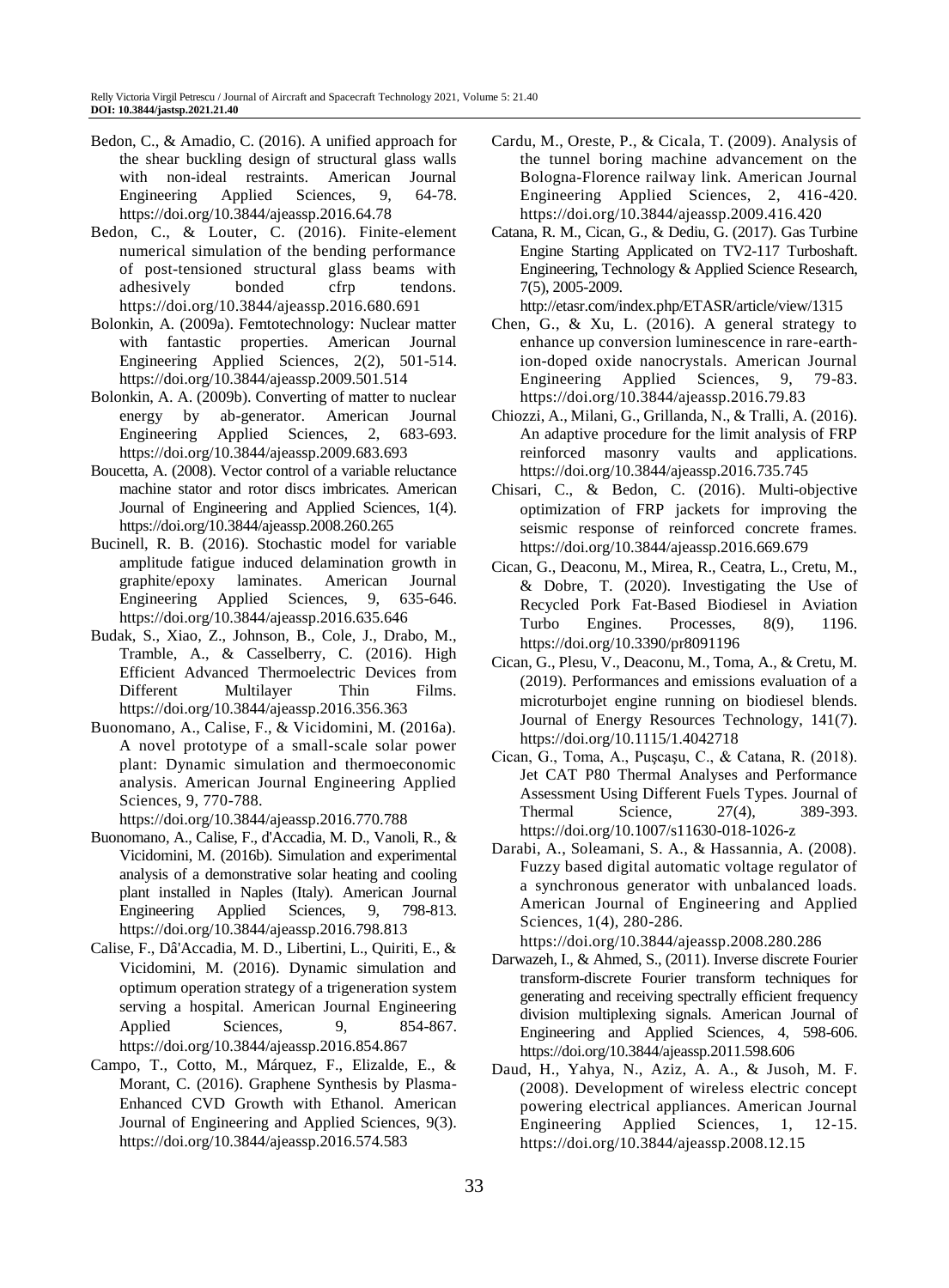Bedon, C., & Amadio, C. (2016). A unified approach for the shear buckling design of structural glass walls with non-ideal restraints. American Journal Engineering Applied Sciences, 9, 64-78. https://doi.org/10.3844/ajeassp.2016.64.78

Bedon, C., & Louter, C. (2016). Finite-element numerical simulation of the bending performance of post-tensioned structural glass beams with adhesively bonded cfrp tendons. https://doi.org/10.3844/ajeassp.2016.680.691

Bolonkin, A. (2009a). Femtotechnology: Nuclear matter with fantastic properties. American Journal Engineering Applied Sciences, 2(2), 501-514. https://doi.org/10.3844/ajeassp.2009.501.514

Bolonkin, A. A. (2009b). Converting of matter to nuclear energy by ab-generator. American Journal Engineering Applied Sciences, 2, 683-693. https://doi.org/10.3844/ajeassp.2009.683.693

Boucetta, A. (2008). Vector control of a variable reluctance machine stator and rotor discs imbricates. American Journal of Engineering and Applied Sciences, 1(4). https://doi.org/10.3844/ajeassp.2008.260.265

Bucinell, R. B. (2016). Stochastic model for variable amplitude fatigue induced delamination growth in graphite/epoxy laminates. American Journal Engineering Applied Sciences, 9, 635-646. https://doi.org/10.3844/ajeassp.2016.635.646

Budak, S., Xiao, Z., Johnson, B., Cole, J., Drabo, M., Tramble, A., & Casselberry, C. (2016). High Efficient Advanced Thermoelectric Devices from Different Multilayer Thin Films. https://doi.org/10.3844/ajeassp.2016.356.363

Buonomano, A., Calise, F., & Vicidomini, M. (2016a). A novel prototype of a small-scale solar power plant: Dynamic simulation and thermoeconomic analysis. American Journal Engineering Applied Sciences, 9, 770-788. https://doi.org/10.3844/ajeassp.2016.770.788

Buonomano, A., Calise, F., d'Accadia, M. D., Vanoli, R., & Vicidomini, M. (2016b). Simulation and experimental analysis of a demonstrative solar heating and cooling plant installed in Naples (Italy). American Journal Engineering Applied Sciences, 9, 798-813. https://doi.org/10.3844/ajeassp.2016.798.813

Calise, F., Dâ'Accadia, M. D., Libertini, L., Quiriti, E., & Vicidomini, M. (2016). Dynamic simulation and optimum operation strategy of a trigeneration system serving a hospital. American Journal Engineering Applied Sciences, 9, 854-867. https://doi.org/10.3844/ajeassp.2016.854.867

Campo, T., Cotto, M., Márquez, F., Elizalde, E., & Morant, C. (2016). Graphene Synthesis by Plasma-Enhanced CVD Growth with Ethanol. American Journal of Engineering and Applied Sciences, 9(3). https://doi.org/10.3844/ajeassp.2016.574.583

Cardu, M., Oreste, P., & Cicala, T. (2009). Analysis of the tunnel boring machine advancement on the Bologna-Florence railway link. American Journal Engineering Applied Sciences, 2, 416-420. https://doi.org/10.3844/ajeassp.2009.416.420

Catana, R. M., Cican, G., & Dediu, G. (2017). Gas Turbine Engine Starting Applicated on TV2-117 Turboshaft. Engineering, Technology & Applied Science Research, 7(5), 2005-2009. http://etasr.com/index.php/ETASR/article/view/1315

Chen, G., & Xu, L. (2016). A general strategy to enhance up conversion luminescence in rare-earth-ion-doped oxide nanocrystals. American Journal Engineering Applied Sciences, 9, 79-83. https://doi.org/10.3844/ajeassp.2016.79.83

Chiozzi, A., Milani, G., Grillanda, N., & Tralli, A. (2016). An adaptive procedure for the limit analysis of FRP reinforced masonry vaults and applications. https://doi.org/10.3844/ajeassp.2016.735.745

Chisari, C., & Bedon, C. (2016). Multi-objective optimization of FRP jackets for improving the seismic response of reinforced concrete frames. https://doi.org/10.3844/ajeassp.2016.669.679

Cican, G., Deaconu, M., Mirea, R., Ceatra, L., Cretu, M., & Dobre, T. (2020). Investigating the Use of Recycled Pork Fat-Based Biodiesel in Aviation Turbo Engines. Processes, 8(9), 1196. https://doi.org/10.3390/pr8091196

Cican, G., Plesu, V., Deaconu, M., Toma, A., & Cretu, M. (2019). Performances and emissions evaluation of a microturbojet engine running on biodiesel blends. Journal of Energy Resources Technology, 141(7). https://doi.org/10.1115/1.4042718

Cican, G., Toma, A., Puşcaşu, C., & Catana, R. (2018). Jet CAT P80 Thermal Analyses and Performance Assessment Using Different Fuels Types. Journal of Thermal Science, 27(4), 389-393. https://doi.org/10.1007/s11630-018-1026-z

Darabi, A., Soleamani, S. A., & Hassannia, A. (2008). Fuzzy based digital automatic voltage regulator of a synchronous generator with unbalanced loads. American Journal of Engineering and Applied Sciences, 1(4), 280-286. https://doi.org/10.3844/ajeassp.2008.280.286

Darwazeh, I., & Ahmed, S., (2011). Inverse discrete Fourier transform-discrete Fourier transform techniques for generating and receiving spectrally efficient frequency division multiplexing signals. American Journal of Engineering and Applied Sciences, 4, 598-606. https://doi.org/10.3844/ajeassp.2011.598.606

Daud, H., Yahya, N., Aziz, A. A., & Jusoh, M. F. (2008). Development of wireless electric concept powering electrical appliances. American Journal Engineering Applied Sciences, 1, 12-15. https://doi.org/10.3844/ajeassp.2008.12.15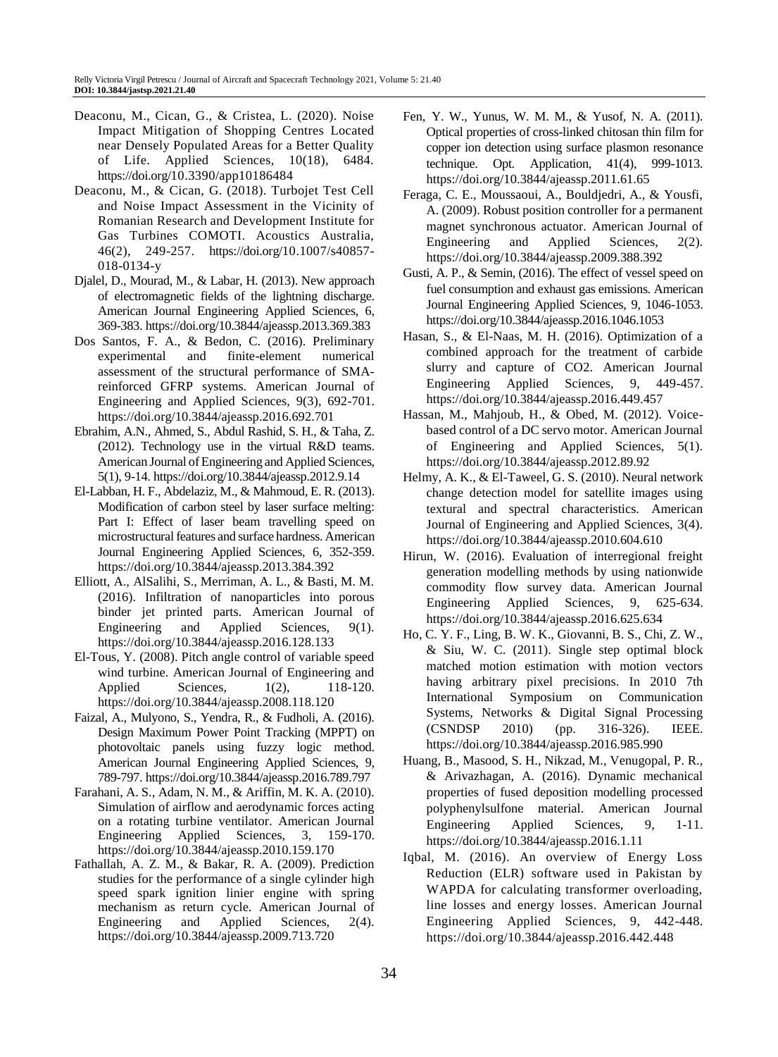Deaconu, M., Cican, G., & Cristea, L. (2020). Noise Impact Mitigation of Shopping Centres Located near Densely Populated Areas for a Better Quality of Life. Applied Sciences, 10(18), 6484. https://doi.org/10.3390/app10186484

Deaconu, M., & Cican, G. (2018). Turbojet Test Cell and Noise Impact Assessment in the Vicinity of Romanian Research and Development Institute for Gas Turbines COMOTI. Acoustics Australia, 46(2), 249-257. https://doi.org/10.1007/s40857-018-0134-y

Djalel, D., Mourad, M., & Labar, H. (2013). New approach of electromagnetic fields of the lightning discharge. American Journal Engineering Applied Sciences, 6, 369-383. https://doi.org/10.3844/ajeassp.2013.369.383

Dos Santos, F. A., & Bedon, C. (2016). Preliminary experimental and finite-element numerical assessment of the structural performance of SMA-reinforced GFRP systems. American Journal of Engineering and Applied Sciences, 9(3), 692-701. https://doi.org/10.3844/ajeassp.2016.692.701

Ebrahim, A.N., Ahmed, S., Abdul Rashid, S. H., & Taha, Z. (2012). Technology use in the virtual R&D teams. American Journal of Engineering and Applied Sciences, 5(1), 9-14. https://doi.org/10.3844/ajeassp.2012.9.14

El-Labban, H. F., Abdelaziz, M., & Mahmoud, E. R. (2013). Modification of carbon steel by laser surface melting: Part I: Effect of laser beam travelling speed on microstructural features and surface hardness. American Journal Engineering Applied Sciences, 6, 352-359. https://doi.org/10.3844/ajeassp.2013.384.392

Elliott, A., AlSalihi, S., Merriman, A. L., & Basti, M. M. (2016). Infiltration of nanoparticles into porous binder jet printed parts. American Journal of Engineering and Applied Sciences, 9(1). https://doi.org/10.3844/ajeassp.2016.128.133

El-Tous, Y. (2008). Pitch angle control of variable speed wind turbine. American Journal of Engineering and Applied Sciences, 1(2), 118-120. https://doi.org/10.3844/ajeassp.2008.118.120

Faizal, A., Mulyono, S., Yendra, R., & Fudholi, A. (2016). Design Maximum Power Point Tracking (MPPT) on photovoltaic panels using fuzzy logic method. American Journal Engineering Applied Sciences, 9, 789-797. https://doi.org/10.3844/ajeassp.2016.789.797

Farahani, A. S., Adam, N. M., & Ariffin, M. K. A. (2010). Simulation of airflow and aerodynamic forces acting on a rotating turbine ventilator. American Journal Engineering Applied Sciences, 3, 159-170. https://doi.org/10.3844/ajeassp.2010.159.170

Fathallah, A. Z. M., & Bakar, R. A. (2009). Prediction studies for the performance of a single cylinder high speed spark ignition linier engine with spring mechanism as return cycle. American Journal of Engineering and Applied Sciences, 2(4). https://doi.org/10.3844/ajeassp.2009.713.720

Fen, Y. W., Yunus, W. M. M., & Yusof, N. A. (2011). Optical properties of cross-linked chitosan thin film for copper ion detection using surface plasmon resonance technique. Opt. Application, 41(4), 999-1013. https://doi.org/10.3844/ajeassp.2011.61.65

Feraga, C. E., Moussaoui, A., Bouldjedri, A., & Yousfi, A. (2009). Robust position controller for a permanent magnet synchronous actuator. American Journal of Engineering and Applied Sciences, 2(2). https://doi.org/10.3844/ajeassp.2009.388.392

Gusti, A. P., & Semin, (2016). The effect of vessel speed on fuel consumption and exhaust gas emissions. American Journal Engineering Applied Sciences, 9, 1046-1053. https://doi.org/10.3844/ajeassp.2016.1046.1053

Hasan, S., & El-Naas, M. H. (2016). Optimization of a combined approach for the treatment of carbide slurry and capture of CO2. American Journal Engineering Applied Sciences, 9, 449-457. https://doi.org/10.3844/ajeassp.2016.449.457

Hassan, M., Mahjoub, H., & Obed, M. (2012). Voice-based control of a DC servo motor. American Journal of Engineering and Applied Sciences, 5(1). https://doi.org/10.3844/ajeassp.2012.89.92

Helmy, A. K., & El-Taweel, G. S. (2010). Neural network change detection model for satellite images using textural and spectral characteristics. American Journal of Engineering and Applied Sciences, 3(4). https://doi.org/10.3844/ajeassp.2010.604.610

Hirun, W. (2016). Evaluation of interregional freight generation modelling methods by using nationwide commodity flow survey data. American Journal Engineering Applied Sciences, 9, 625-634. https://doi.org/10.3844/ajeassp.2016.625.634

Ho, C. Y. F., Ling, B. W. K., Giovanni, B. S., Chi, Z. W., & Siu, W. C. (2011). Single step optimal block matched motion estimation with motion vectors having arbitrary pixel precisions. In 2010 7th International Symposium on Communication Systems, Networks & Digital Signal Processing (CSNDSP 2010) (pp. 316-326). IEEE. https://doi.org/10.3844/ajeassp.2016.985.990

Huang, B., Masood, S. H., Nikzad, M., Venugopal, P. R., & Arivazhagan, A. (2016). Dynamic mechanical properties of fused deposition modelling processed polyphenylsulfone material. American Journal Engineering Applied Sciences, 9, 1-11. https://doi.org/10.3844/ajeassp.2016.1.11

Iqbal, M. (2016). An overview of Energy Loss Reduction (ELR) software used in Pakistan by WAPDA for calculating transformer overloading, line losses and energy losses. American Journal Engineering Applied Sciences, 9, 442-448. https://doi.org/10.3844/ajeassp.2016.442.448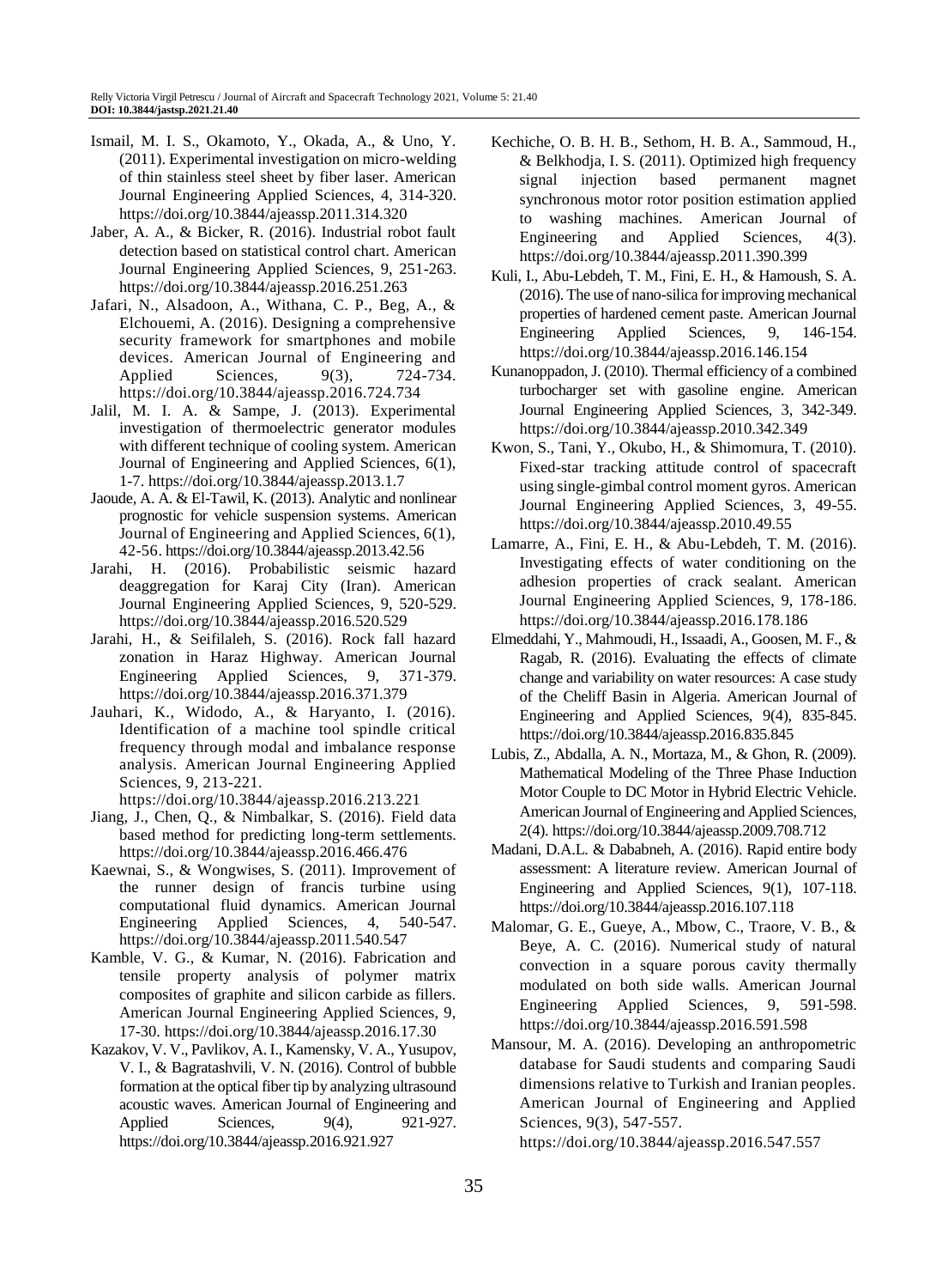Ismail, M. I. S., Okamoto, Y., Okada, A., & Uno, Y. (2011). Experimental investigation on micro-welding of thin stainless steel sheet by fiber laser. American Journal Engineering Applied Sciences, 4, 314-320. https://doi.org/10.3844/ajeassp.2011.314.320

Jaber, A. A., & Bicker, R. (2016). Industrial robot fault detection based on statistical control chart. American Journal Engineering Applied Sciences, 9, 251-263. https://doi.org/10.3844/ajeassp.2016.251.263

Jafari, N., Alsadoon, A., Withana, C. P., Beg, A., & Elchouemi, A. (2016). Designing a comprehensive security framework for smartphones and mobile devices. American Journal of Engineering and Applied Sciences, 9(3), 724-734. https://doi.org/10.3844/ajeassp.2016.724.734

Jalil, M. I. A. & Sampe, J. (2013). Experimental investigation of thermoelectric generator modules with different technique of cooling system. American Journal of Engineering and Applied Sciences, 6(1), 1-7. https://doi.org/10.3844/ajeassp.2013.1.7

Jaoude, A. A. & El-Tawil, K. (2013). Analytic and nonlinear prognostic for vehicle suspension systems. American Journal of Engineering and Applied Sciences, 6(1), 42-56. https://doi.org/10.3844/ajeassp.2013.42.56

Jarahi, H. (2016). Probabilistic seismic hazard deaggregation for Karaj City (Iran). American Journal Engineering Applied Sciences, 9, 520-529. https://doi.org/10.3844/ajeassp.2016.520.529

Jarahi, H., & Seifilaleh, S. (2016). Rock fall hazard zonation in Haraz Highway. American Journal Engineering Applied Sciences, 9, 371-379. https://doi.org/10.3844/ajeassp.2016.371.379

Jauhari, K., Widodo, A., & Haryanto, I. (2016). Identification of a machine tool spindle critical frequency through modal and imbalance response analysis. American Journal Engineering Applied Sciences, 9, 213-221. https://doi.org/10.3844/ajeassp.2016.213.221

Jiang, J., Chen, Q., & Nimbalkar, S. (2016). Field data based method for predicting long-term settlements. https://doi.org/10.3844/ajeassp.2016.466.476

Kaewnai, S., & Wongwises, S. (2011). Improvement of the runner design of francis turbine using computational fluid dynamics. American Journal Engineering Applied Sciences, 4, 540-547. https://doi.org/10.3844/ajeassp.2011.540.547

Kamble, V. G., & Kumar, N. (2016). Fabrication and tensile property analysis of polymer matrix composites of graphite and silicon carbide as fillers. American Journal Engineering Applied Sciences, 9, 17-30. https://doi.org/10.3844/ajeassp.2016.17.30

Kazakov, V. V., Pavlikov, A. I., Kamensky, V. A., Yusupov, V. I., & Bagratashvili, V. N. (2016). Control of bubble formation at the optical fiber tip by analyzing ultrasound acoustic waves. American Journal of Engineering and Applied Sciences, 9(4), 921-927. https://doi.org/10.3844/ajeassp.2016.921.927

Kechiche, O. B. H. B., Sethom, H. B. A., Sammoud, H., & Belkhodja, I. S. (2011). Optimized high frequency signal injection based permanent magnet synchronous motor rotor position estimation applied to washing machines. American Journal of Engineering and Applied Sciences, 4(3). https://doi.org/10.3844/ajeassp.2011.390.399

Kuli, I., Abu-Lebdeh, T. M., Fini, E. H., & Hamoush, S. A. (2016). The use of nano-silica for improving mechanical properties of hardened cement paste. American Journal Engineering Applied Sciences, 9, 146-154. https://doi.org/10.3844/ajeassp.2016.146.154

Kunanoppadon, J. (2010). Thermal efficiency of a combined turbocharger set with gasoline engine. American Journal Engineering Applied Sciences, 3, 342-349. https://doi.org/10.3844/ajeassp.2010.342.349

Kwon, S., Tani, Y., Okubo, H., & Shimomura, T. (2010). Fixed-star tracking attitude control of spacecraft using single-gimbal control moment gyros. American Journal Engineering Applied Sciences, 3, 49-55. https://doi.org/10.3844/ajeassp.2010.49.55

Lamarre, A., Fini, E. H., & Abu-Lebdeh, T. M. (2016). Investigating effects of water conditioning on the adhesion properties of crack sealant. American Journal Engineering Applied Sciences, 9, 178-186. https://doi.org/10.3844/ajeassp.2016.178.186

Elmeddahi, Y., Mahmoudi, H., Issaadi, A., Goosen, M. F., & Ragab, R. (2016). Evaluating the effects of climate change and variability on water resources: A case study of the Cheliff Basin in Algeria. American Journal of Engineering and Applied Sciences, 9(4), 835-845. https://doi.org/10.3844/ajeassp.2016.835.845

Lubis, Z., Abdalla, A. N., Mortaza, M., & Ghon, R. (2009). Mathematical Modeling of the Three Phase Induction Motor Couple to DC Motor in Hybrid Electric Vehicle. American Journal of Engineering and Applied Sciences, 2(4). https://doi.org/10.3844/ajeassp.2009.708.712

Madani, D.A.L. & Dababneh, A. (2016). Rapid entire body assessment: A literature review. American Journal of Engineering and Applied Sciences, 9(1), 107-118. https://doi.org/10.3844/ajeassp.2016.107.118

Malomar, G. E., Gueye, A., Mbow, C., Traore, V. B., & Beye, A. C. (2016). Numerical study of natural convection in a square porous cavity thermally modulated on both side walls. American Journal Engineering Applied Sciences, 9, 591-598. https://doi.org/10.3844/ajeassp.2016.591.598

Mansour, M. A. (2016). Developing an anthropometric database for Saudi students and comparing Saudi dimensions relative to Turkish and Iranian peoples. American Journal of Engineering and Applied Sciences, 9(3), 547-557. https://doi.org/10.3844/ajeassp.2016.547.557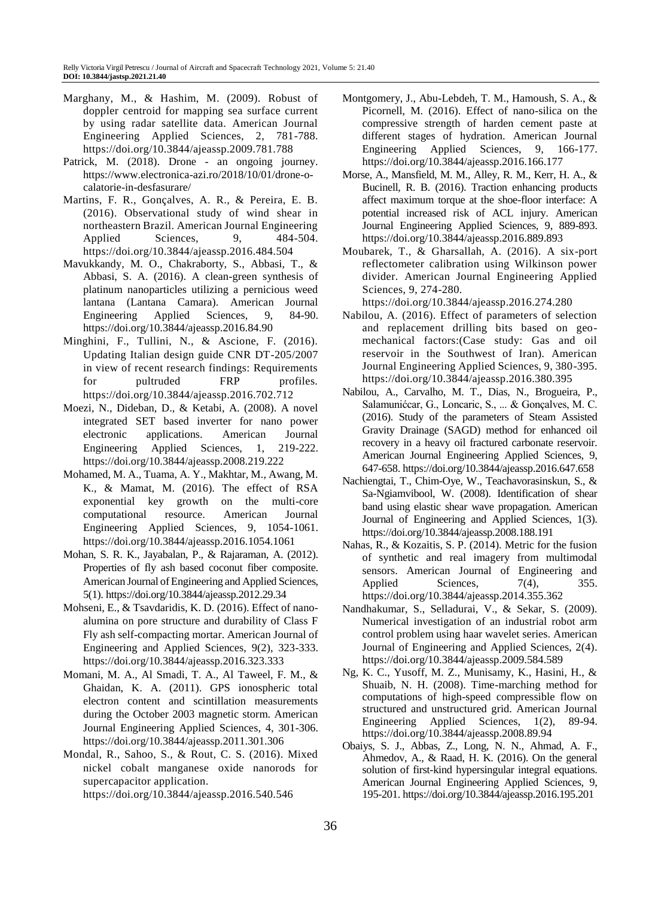Marghany, M., & Hashim, M. (2009). Robust of doppler centroid for mapping sea surface current by using radar satellite data. American Journal Engineering Applied Sciences, 2, 781-788. https://doi.org/10.3844/ajeassp.2009.781.788

Patrick, M. (2018). Drone - an ongoing journey. https://www.electronica-azi.ro/2018/10/01/drone-o-calatorie-in-desfasurare/

Martins, F. R., Gonçalves, A. R., & Pereira, E. B. (2016). Observational study of wind shear in northeastern Brazil. American Journal Engineering Applied Sciences, 9, 484-504. https://doi.org/10.3844/ajeassp.2016.484.504

Mavukkandy, M. O., Chakraborty, S., Abbasi, T., & Abbasi, S. A. (2016). A clean-green synthesis of platinum nanoparticles utilizing a pernicious weed lantana (Lantana Camara). American Journal Engineering Applied Sciences, 9, 84-90. https://doi.org/10.3844/ajeassp.2016.84.90

Minghini, F., Tullini, N., & Ascione, F. (2016). Updating Italian design guide CNR DT-205/2007 in view of recent research findings: Requirements for pultruded FRP profiles. https://doi.org/10.3844/ajeassp.2016.702.712

Moezi, N., Dideban, D., & Ketabi, A. (2008). A novel integrated SET based inverter for nano power electronic applications. American Journal Engineering Applied Sciences, 1, 219-222. https://doi.org/10.3844/ajeassp.2008.219.222

Mohamed, M. A., Tuama, A. Y., Makhtar, M., Awang, M. K., & Mamat, M. (2016). The effect of RSA exponential key growth on the multi-core computational resource. American Journal Engineering Applied Sciences, 9, 1054-1061. https://doi.org/10.3844/ajeassp.2016.1054.1061

Mohan, S. R. K., Jayabalan, P., & Rajaraman, A. (2012). Properties of fly ash based coconut fiber composite. American Journal of Engineering and Applied Sciences, 5(1). https://doi.org/10.3844/ajeassp.2012.29.34

Mohseni, E., & Tsavdaridis, K. D. (2016). Effect of nano-alumina on pore structure and durability of Class F Fly ash self-compacting mortar. American Journal of Engineering and Applied Sciences, 9(2), 323-333. https://doi.org/10.3844/ajeassp.2016.323.333

Momani, M. A., Al Smadi, T. A., Al Taweel, F. M., & Ghaidan, K. A. (2011). GPS ionospheric total electron content and scintillation measurements during the October 2003 magnetic storm. American Journal Engineering Applied Sciences, 4, 301-306. https://doi.org/10.3844/ajeassp.2011.301.306

Mondal, R., Sahoo, S., & Rout, C. S. (2016). Mixed nickel cobalt manganese oxide nanorods for supercapacitor application. https://doi.org/10.3844/ajeassp.2016.540.546

Montgomery, J., Abu-Lebdeh, T. M., Hamoush, S. A., & Picornell, M. (2016). Effect of nano-silica on the compressive strength of harden cement paste at different stages of hydration. American Journal Engineering Applied Sciences, 9, 166-177. https://doi.org/10.3844/ajeassp.2016.166.177

Morse, A., Mansfield, M. M., Alley, R. M., Kerr, H. A., & Bucinell, R. B. (2016). Traction enhancing products affect maximum torque at the shoe-floor interface: A potential increased risk of ACL injury. American Journal Engineering Applied Sciences, 9, 889-893. https://doi.org/10.3844/ajeassp.2016.889.893

Moubarek, T., & Gharsallah, A. (2016). A six-port reflectometer calibration using Wilkinson power divider. American Journal Engineering Applied Sciences, 9, 274-280. https://doi.org/10.3844/ajeassp.2016.274.280

Nabilou, A. (2016). Effect of parameters of selection and replacement drilling bits based on geo-mechanical factors:(Case study: Gas and oil reservoir in the Southwest of Iran). American Journal Engineering Applied Sciences, 9, 380-395. https://doi.org/10.3844/ajeassp.2016.380.395

Nabilou, A., Carvalho, M. T., Dias, N., Brogueira, P., Salamunićcar, G., Loncaric, S., ... & Gonçalves, M. C. (2016). Study of the parameters of Steam Assisted Gravity Drainage (SAGD) method for enhanced oil recovery in a heavy oil fractured carbonate reservoir. American Journal Engineering Applied Sciences, 9, 647-658. https://doi.org/10.3844/ajeassp.2016.647.658

Nachiengtai, T., Chim-Oye, W., Teachavorasinskun, S., & Sa-Ngiamvibool, W. (2008). Identification of shear band using elastic shear wave propagation. American Journal of Engineering and Applied Sciences, 1(3). https://doi.org/10.3844/ajeassp.2008.188.191

Nahas, R., & Kozaitis, S. P. (2014). Metric for the fusion of synthetic and real imagery from multimodal sensors. American Journal of Engineering and Applied Sciences, 7(4), 355. https://doi.org/10.3844/ajeassp.2014.355.362

Nandhakumar, S., Selladurai, V., & Sekar, S. (2009). Numerical investigation of an industrial robot arm control problem using haar wavelet series. American Journal of Engineering and Applied Sciences, 2(4). https://doi.org/10.3844/ajeassp.2009.584.589

Ng, K. C., Yusoff, M. Z., Munisamy, K., Hasini, H., & Shuaib, N. H. (2008). Time-marching method for computations of high-speed compressible flow on structured and unstructured grid. American Journal Engineering Applied Sciences, 1(2), 89-94. https://doi.org/10.3844/ajeassp.2008.89.94

Obaiys, S. J., Abbas, Z., Long, N. N., Ahmad, A. F., Ahmedov, A., & Raad, H. K. (2016). On the general solution of first-kind hypersingular integral equations. American Journal Engineering Applied Sciences, 9, 195-201. https://doi.org/10.3844/ajeassp.2016.195.201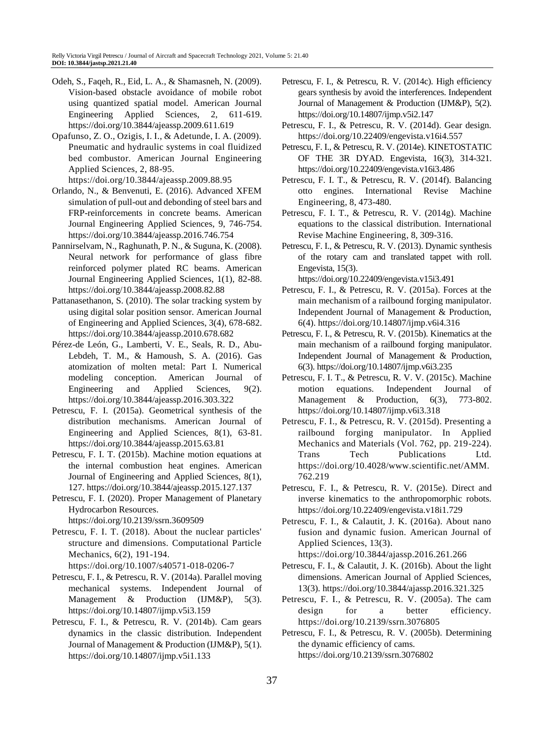Odeh, S., Faqeh, R., Eid, L. A., & Shamasneh, N. (2009). Vision-based obstacle avoidance of mobile robot using quantized spatial model. American Journal Engineering Applied Sciences, 2, 611-619. https://doi.org/10.3844/ajeassp.2009.611.619

Opafunso, Z. O., Ozigis, I. I., & Adetunde, I. A. (2009). Pneumatic and hydraulic systems in coal fluidized bed combustor. American Journal Engineering Applied Sciences, 2, 88-95. https://doi.org/10.3844/ajeassp.2009.88.95

Orlando, N., & Benvenuti, E. (2016). Advanced XFEM simulation of pull-out and debonding of steel bars and FRP-reinforcements in concrete beams. American Journal Engineering Applied Sciences, 9, 746-754. https://doi.org/10.3844/ajeassp.2016.746.754

Pannirselvam, N., Raghunath, P. N., & Suguna, K. (2008). Neural network for performance of glass fibre reinforced polymer plated RC beams. American Journal Engineering Applied Sciences, 1, 82-88. https://doi.org/10.3844/ajeassp.2008.82.88

Pattanasethanon, S. (2010). The solar tracking system by using digital solar position sensor. American Journal of Engineering and Applied Sciences, 3(4), 678-682. https://doi.org/10.3844/ajeassp.2010.678.682

Pérez-de León, G., Lamberti, V. E., Seals, R. D., Abu-Lebdeh, T. M., & Hamoush, S. A. (2016). Gas atomization of molten metal: Part I. Numerical modeling conception. American Journal of Engineering and Applied Sciences, 9(2). https://doi.org/10.3844/ajeassp.2016.303.322

Petrescu, F. I. (2015a). Geometrical synthesis of the distribution mechanisms. American Journal of Engineering and Applied Sciences, 8(1), 63-81. https://doi.org/10.3844/ajeassp.2015.63.81

Petrescu, F. I. T. (2015b). Machine motion equations at the internal combustion heat engines. American Journal of Engineering and Applied Sciences, 8(1), 127. https://doi.org/10.3844/ajeassp.2015.127.137

Petrescu, F. I. (2020). Proper Management of Planetary Hydrocarbon Resources. https://doi.org/10.2139/ssrn.3609509

Petrescu, F. I. T. (2018). About the nuclear particles' structure and dimensions. Computational Particle Mechanics, 6(2), 191-194. https://doi.org/10.1007/s40571-018-0206-7

Petrescu, F. I., & Petrescu, R. V. (2014a). Parallel moving mechanical systems. Independent Journal of Management & Production (IJM&P), 5(3). https://doi.org/10.14807/ijmp.v5i3.159

Petrescu, F. I., & Petrescu, R. V. (2014b). Cam gears dynamics in the classic distribution. Independent Journal of Management & Production (IJM&P), 5(1). https://doi.org/10.14807/ijmp.v5i1.133

Petrescu, F. I., & Petrescu, R. V. (2014c). High efficiency gears synthesis by avoid the interferences. Independent Journal of Management & Production (IJM&P), 5(2). https://doi.org/10.14807/ijmp.v5i2.147

Petrescu, F. I., & Petrescu, R. V. (2014d). Gear design. https://doi.org/10.22409/engevista.v16i4.557

Petrescu, F. I., & Petrescu, R. V. (2014e). KINETOSTATIC OF THE 3R DYAD. Engevista, 16(3), 314-321. https://doi.org/10.22409/engevista.v16i3.486

Petrescu, F. I. T., & Petrescu, R. V. (2014f). Balancing otto engines. International Revise Machine Engineering, 8, 473-480.

Petrescu, F. I. T., & Petrescu, R. V. (2014g). Machine equations to the classical distribution. International Revise Machine Engineering, 8, 309-316.

Petrescu, F. I., & Petrescu, R. V. (2013). Dynamic synthesis of the rotary cam and translated tappet with roll. Engevista, 15(3). https://doi.org/10.22409/engevista.v15i3.491

Petrescu, F. I., & Petrescu, R. V. (2015a). Forces at the main mechanism of a railbound forging manipulator. Independent Journal of Management & Production, 6(4). https://doi.org/10.14807/ijmp.v6i4.316

Petrescu, F. I., & Petrescu, R. V. (2015b). Kinematics at the main mechanism of a railbound forging manipulator. Independent Journal of Management & Production, 6(3). https://doi.org/10.14807/ijmp.v6i3.235

Petrescu, F. I. T., & Petrescu, R. V. V. (2015c). Machine motion equations. Independent Journal of Management & Production, 6(3), 773-802. https://doi.org/10.14807/ijmp.v6i3.318

Petrescu, F. I., & Petrescu, R. V. (2015d). Presenting a railbound forging manipulator. In Applied Mechanics and Materials (Vol. 762, pp. 219-224). Trans Tech Publications Ltd. https://doi.org/10.4028/www.scientific.net/AMM.762.219

Petrescu, F. I., & Petrescu, R. V. (2015e). Direct and inverse kinematics to the anthropomorphic robots. https://doi.org/10.22409/engevista.v18i1.729

Petrescu, F. I., & Calautit, J. K. (2016a). About nano fusion and dynamic fusion. American Journal of Applied Sciences, 13(3). https://doi.org/10.3844/ajassp.2016.261.266

Petrescu, F. I., & Calautit, J. K. (2016b). About the light dimensions. American Journal of Applied Sciences, 13(3). https://doi.org/10.3844/ajassp.2016.321.325

Petrescu, F. I., & Petrescu, R. V. (2005a). The cam design for a better efficiency. https://doi.org/10.2139/ssrn.3076805

Petrescu, F. I., & Petrescu, R. V. (2005b). Determining the dynamic efficiency of cams. https://doi.org/10.2139/ssrn.3076802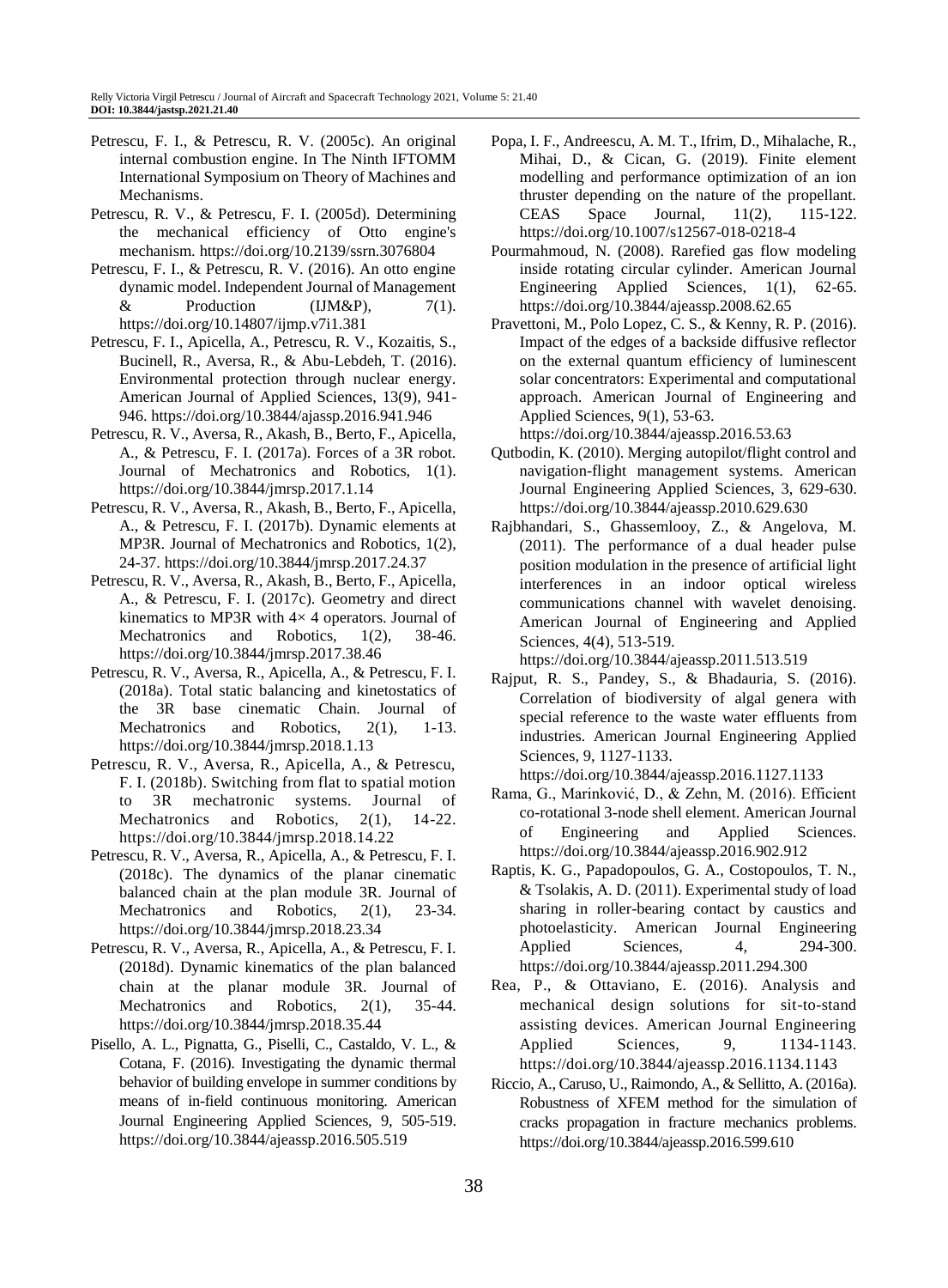Petrescu, F. I., & Petrescu, R. V. (2005c). An original internal combustion engine. In The Ninth IFTOMM International Symposium on Theory of Machines and Mechanisms.

Petrescu, R. V., & Petrescu, F. I. (2005d). Determining the mechanical efficiency of Otto engine's mechanism. https://doi.org/10.2139/ssrn.3076804

Petrescu, F. I., & Petrescu, R. V. (2016). An otto engine dynamic model. Independent Journal of Management & Production (IJM&P), 7(1). https://doi.org/10.14807/ijmp.v7i1.381

Petrescu, F. I., Apicella, A., Petrescu, R. V., Kozaitis, S., Bucinell, R., Aversa, R., & Abu-Lebdeh, T. (2016). Environmental protection through nuclear energy. American Journal of Applied Sciences, 13(9), 941-946. https://doi.org/10.3844/ajassp.2016.941.946

Petrescu, R. V., Aversa, R., Akash, B., Berto, F., Apicella, A., & Petrescu, F. I. (2017a). Forces of a 3R robot. Journal of Mechatronics and Robotics, 1(1). https://doi.org/10.3844/jmrsp.2017.1.14

Petrescu, R. V., Aversa, R., Akash, B., Berto, F., Apicella, A., & Petrescu, F. I. (2017b). Dynamic elements at MP3R. Journal of Mechatronics and Robotics, 1(2), 24-37. https://doi.org/10.3844/jmrsp.2017.24.37

Petrescu, R. V., Aversa, R., Akash, B., Berto, F., Apicella, A., & Petrescu, F. I. (2017c). Geometry and direct kinematics to MP3R with 4× 4 operators. Journal of Mechatronics and Robotics, 1(2), 38-46. https://doi.org/10.3844/jmrsp.2017.38.46

Petrescu, R. V., Aversa, R., Apicella, A., & Petrescu, F. I. (2018a). Total static balancing and kinetostatics of the 3R base cinematic Chain. Journal of Mechatronics and Robotics, 2(1), 1-13. https://doi.org/10.3844/jmrsp.2018.1.13

Petrescu, R. V., Aversa, R., Apicella, A., & Petrescu, F. I. (2018b). Switching from flat to spatial motion to 3R mechatronic systems. Journal of Mechatronics and Robotics, 2(1), 14-22. https://doi.org/10.3844/jmrsp.2018.14.22

Petrescu, R. V., Aversa, R., Apicella, A., & Petrescu, F. I. (2018c). The dynamics of the planar cinematic balanced chain at the plan module 3R. Journal of Mechatronics and Robotics, 2(1), 23-34. https://doi.org/10.3844/jmrsp.2018.23.34

Petrescu, R. V., Aversa, R., Apicella, A., & Petrescu, F. I. (2018d). Dynamic kinematics of the plan balanced chain at the planar module 3R. Journal of Mechatronics and Robotics, 2(1), 35-44. https://doi.org/10.3844/jmrsp.2018.35.44

Pisello, A. L., Pignatta, G., Piselli, C., Castaldo, V. L., & Cotana, F. (2016). Investigating the dynamic thermal behavior of building envelope in summer conditions by means of in-field continuous monitoring. American Journal Engineering Applied Sciences, 9, 505-519. https://doi.org/10.3844/ajeassp.2016.505.519

Popa, I. F., Andreescu, A. M. T., Ifrim, D., Mihalache, R., Mihai, D., & Cican, G. (2019). Finite element modelling and performance optimization of an ion thruster depending on the nature of the propellant. CEAS Space Journal, 11(2), 115-122. https://doi.org/10.1007/s12567-018-0218-4

Pourmahmoud, N. (2008). Rarefied gas flow modeling inside rotating circular cylinder. American Journal Engineering Applied Sciences, 1(1), 62-65. https://doi.org/10.3844/ajeassp.2008.62.65

Pravettoni, M., Polo Lopez, C. S., & Kenny, R. P. (2016). Impact of the edges of a backside diffusive reflector on the external quantum efficiency of luminescent solar concentrators: Experimental and computational approach. American Journal of Engineering and Applied Sciences, 9(1), 53-63. https://doi.org/10.3844/ajeassp.2016.53.63

Qutbodin, K. (2010). Merging autopilot/flight control and navigation-flight management systems. American Journal Engineering Applied Sciences, 3, 629-630. https://doi.org/10.3844/ajeassp.2010.629.630

Rajbhandari, S., Ghassemlooy, Z., & Angelova, M. (2011). The performance of a dual header pulse position modulation in the presence of artificial light interferences in an indoor optical wireless communications channel with wavelet denoising. American Journal of Engineering and Applied Sciences, 4(4), 513-519. https://doi.org/10.3844/ajeassp.2011.513.519

Rajput, R. S., Pandey, S., & Bhadauria, S. (2016). Correlation of biodiversity of algal genera with special reference to the waste water effluents from industries. American Journal Engineering Applied Sciences, 9, 1127-1133. https://doi.org/10.3844/ajeassp.2016.1127.1133

Rama, G., Marinković, D., & Zehn, M. (2016). Efficient co-rotational 3-node shell element. American Journal of Engineering and Applied Sciences. https://doi.org/10.3844/ajeassp.2016.902.912

Raptis, K. G., Papadopoulos, G. A., Costopoulos, T. N., & Tsolakis, A. D. (2011). Experimental study of load sharing in roller-bearing contact by caustics and photoelasticity. American Journal Engineering Applied Sciences, 4, 294-300. https://doi.org/10.3844/ajeassp.2011.294.300

Rea, P., & Ottaviano, E. (2016). Analysis and mechanical design solutions for sit-to-stand assisting devices. American Journal Engineering Applied Sciences, 9, 1134-1143. https://doi.org/10.3844/ajeassp.2016.1134.1143

Riccio, A., Caruso, U., Raimondo, A., & Sellitto, A. (2016a). Robustness of XFEM method for the simulation of cracks propagation in fracture mechanics problems. https://doi.org/10.3844/ajeassp.2016.599.610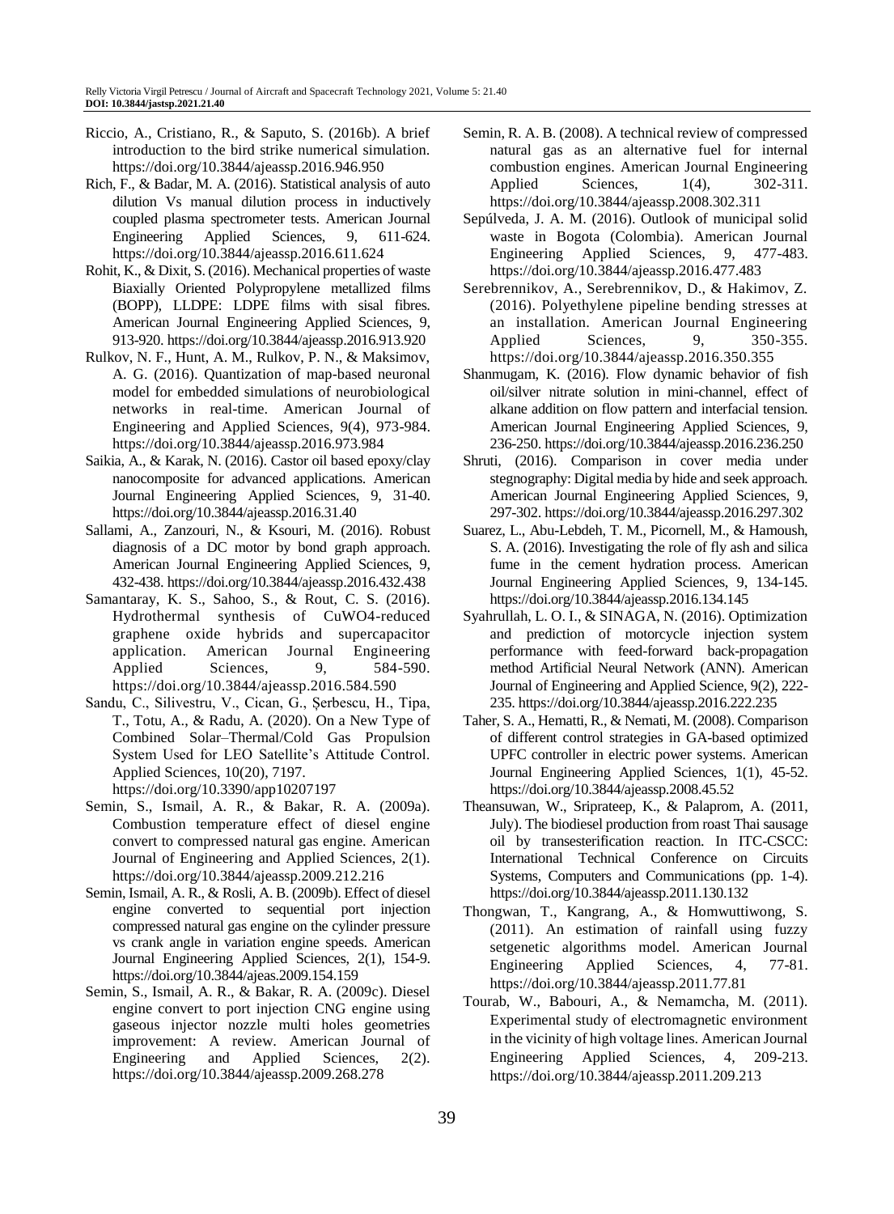Riccio, A., Cristiano, R., & Saputo, S. (2016b). A brief introduction to the bird strike numerical simulation. https://doi.org/10.3844/ajeassp.2016.946.950

Rich, F., & Badar, M. A. (2016). Statistical analysis of auto dilution Vs manual dilution process in inductively coupled plasma spectrometer tests. American Journal Engineering Applied Sciences, 9, 611-624. https://doi.org/10.3844/ajeassp.2016.611.624

Rohit, K., & Dixit, S. (2016). Mechanical properties of waste Biaxially Oriented Polypropylene metallized films (BOPP), LLDPE: LDPE films with sisal fibres. American Journal Engineering Applied Sciences, 9, 913-920. https://doi.org/10.3844/ajeassp.2016.913.920

Rulkov, N. F., Hunt, A. M., Rulkov, P. N., & Maksimov, A. G. (2016). Quantization of map-based neuronal model for embedded simulations of neurobiological networks in real-time. American Journal of Engineering and Applied Sciences, 9(4), 973-984. https://doi.org/10.3844/ajeassp.2016.973.984

Saikia, A., & Karak, N. (2016). Castor oil based epoxy/clay nanocomposite for advanced applications. American Journal Engineering Applied Sciences, 9, 31-40. https://doi.org/10.3844/ajeassp.2016.31.40

Sallami, A., Zanzouri, N., & Ksouri, M. (2016). Robust diagnosis of a DC motor by bond graph approach. American Journal Engineering Applied Sciences, 9, 432-438. https://doi.org/10.3844/ajeassp.2016.432.438

Samantaray, K. S., Sahoo, S., & Rout, C. S. (2016). Hydrothermal synthesis of CuWO4-reduced graphene oxide hybrids and supercapacitor application. American Journal Engineering Applied Sciences, 9, 584-590. https://doi.org/10.3844/ajeassp.2016.584.590

Sandu, C., Silivestru, V., Cican, G., Şerbescu, H., Tipa, T., Totu, A., & Radu, A. (2020). On a New Type of Combined Solar–Thermal/Cold Gas Propulsion System Used for LEO Satellite's Attitude Control. Applied Sciences, 10(20), 7197. https://doi.org/10.3390/app10207197

Semin, S., Ismail, A. R., & Bakar, R. A. (2009a). Combustion temperature effect of diesel engine convert to compressed natural gas engine. American Journal of Engineering and Applied Sciences, 2(1). https://doi.org/10.3844/ajeassp.2009.212.216

Semin, Ismail, A. R., & Rosli, A. B. (2009b). Effect of diesel engine converted to sequential port injection compressed natural gas engine on the cylinder pressure vs crank angle in variation engine speeds. American Journal Engineering Applied Sciences, 2(1), 154-9. https://doi.org/10.3844/ajeas.2009.154.159

Semin, S., Ismail, A. R., & Bakar, R. A. (2009c). Diesel engine convert to port injection CNG engine using gaseous injector nozzle multi holes geometries improvement: A review. American Journal of Engineering and Applied Sciences, 2(2). https://doi.org/10.3844/ajeassp.2009.268.278

Semin, R. A. B. (2008). A technical review of compressed natural gas as an alternative fuel for internal combustion engines. American Journal Engineering Applied Sciences, 1(4), 302-311. https://doi.org/10.3844/ajeassp.2008.302.311

Sepúlveda, J. A. M. (2016). Outlook of municipal solid waste in Bogota (Colombia). American Journal Engineering Applied Sciences, 9, 477-483. https://doi.org/10.3844/ajeassp.2016.477.483

Serebrennikov, A., Serebrennikov, D., & Hakimov, Z. (2016). Polyethylene pipeline bending stresses at an installation. American Journal Engineering Applied Sciences, 9, 350-355. https://doi.org/10.3844/ajeassp.2016.350.355

Shanmugam, K. (2016). Flow dynamic behavior of fish oil/silver nitrate solution in mini-channel, effect of alkane addition on flow pattern and interfacial tension. American Journal Engineering Applied Sciences, 9, 236-250. https://doi.org/10.3844/ajeassp.2016.236.250

Shruti, (2016). Comparison in cover media under stegnography: Digital media by hide and seek approach. American Journal Engineering Applied Sciences, 9, 297-302. https://doi.org/10.3844/ajeassp.2016.297.302

Suarez, L., Abu-Lebdeh, T. M., Picornell, M., & Hamoush, S. A. (2016). Investigating the role of fly ash and silica fume in the cement hydration process. American Journal Engineering Applied Sciences, 9, 134-145. https://doi.org/10.3844/ajeassp.2016.134.145

Syahrullah, L. O. I., & SINAGA, N. (2016). Optimization and prediction of motorcycle injection system performance with feed-forward back-propagation method Artificial Neural Network (ANN). American Journal of Engineering and Applied Science, 9(2), 222-235. https://doi.org/10.3844/ajeassp.2016.222.235

Taher, S. A., Hematti, R., & Nemati, M. (2008). Comparison of different control strategies in GA-based optimized UPFC controller in electric power systems. American Journal Engineering Applied Sciences, 1(1), 45-52. https://doi.org/10.3844/ajeassp.2008.45.52

Theansuwan, W., Sriprateep, K., & Palaprom, A. (2011, July). The biodiesel production from roast Thai sausage oil by transesterification reaction. In ITC-CSCC: International Technical Conference on Circuits Systems, Computers and Communications (pp. 1-4). https://doi.org/10.3844/ajeassp.2011.130.132

Thongwan, T., Kangrang, A., & Homwuttiwong, S. (2011). An estimation of rainfall using fuzzy setgenetic algorithms model. American Journal Engineering Applied Sciences, 4, 77-81. https://doi.org/10.3844/ajeassp.2011.77.81

Tourab, W., Babouri, A., & Nemamcha, M. (2011). Experimental study of electromagnetic environment in the vicinity of high voltage lines. American Journal Engineering Applied Sciences, 4, 209-213. https://doi.org/10.3844/ajeassp.2011.209.213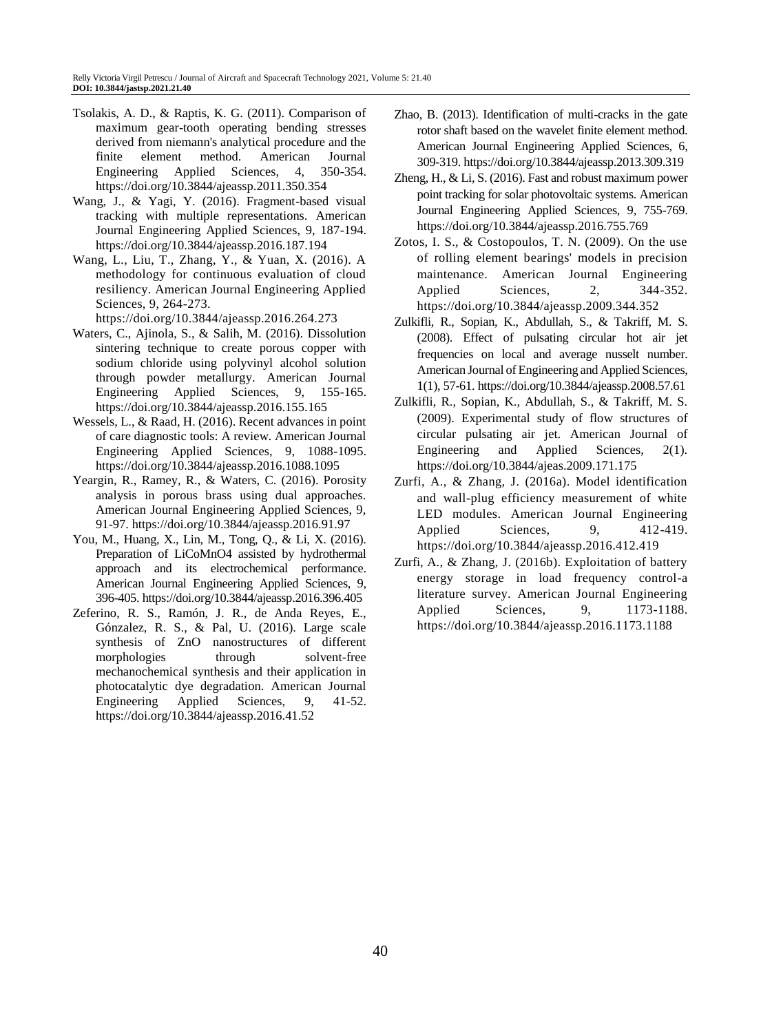Tsolakis, A. D., & Raptis, K. G. (2011). Comparison of maximum gear-tooth operating bending stresses derived from niemann's analytical procedure and the finite element method. American Journal Engineering Applied Sciences, 4, 350-354. https://doi.org/10.3844/ajeassp.2011.350.354

Wang, J., & Yagi, Y. (2016). Fragment-based visual tracking with multiple representations. American Journal Engineering Applied Sciences, 9, 187-194. https://doi.org/10.3844/ajeassp.2016.187.194

Wang, L., Liu, T., Zhang, Y., & Yuan, X. (2016). A methodology for continuous evaluation of cloud resiliency. American Journal Engineering Applied Sciences, 9, 264-273. https://doi.org/10.3844/ajeassp.2016.264.273

Waters, C., Ajinola, S., & Salih, M. (2016). Dissolution sintering technique to create porous copper with sodium chloride using polyvinyl alcohol solution through powder metallurgy. American Journal Engineering Applied Sciences, 9, 155-165. https://doi.org/10.3844/ajeassp.2016.155.165

Wessels, L., & Raad, H. (2016). Recent advances in point of care diagnostic tools: A review. American Journal Engineering Applied Sciences, 9, 1088-1095. https://doi.org/10.3844/ajeassp.2016.1088.1095

Yeargin, R., Ramey, R., & Waters, C. (2016). Porosity analysis in porous brass using dual approaches. American Journal Engineering Applied Sciences, 9, 91-97. https://doi.org/10.3844/ajeassp.2016.91.97

You, M., Huang, X., Lin, M., Tong, Q., & Li, X. (2016). Preparation of LiCoMnO4 assisted by hydrothermal approach and its electrochemical performance. American Journal Engineering Applied Sciences, 9, 396-405. https://doi.org/10.3844/ajeassp.2016.396.405

Zeferino, R. S., Ramón, J. R., de Anda Reyes, E., Gónzalez, R. S., & Pal, U. (2016). Large scale synthesis of ZnO nanostructures of different morphologies through solvent-free mechanochemical synthesis and their application in photocatalytic dye degradation. American Journal Engineering Applied Sciences, 9, 41-52. https://doi.org/10.3844/ajeassp.2016.41.52

Zhao, B. (2013). Identification of multi-cracks in the gate rotor shaft based on the wavelet finite element method. American Journal Engineering Applied Sciences, 6, 309-319. https://doi.org/10.3844/ajeassp.2013.309.319

Zheng, H., & Li, S. (2016). Fast and robust maximum power point tracking for solar photovoltaic systems. American Journal Engineering Applied Sciences, 9, 755-769. https://doi.org/10.3844/ajeassp.2016.755.769

Zotos, I. S., & Costopoulos, T. N. (2009). On the use of rolling element bearings' models in precision maintenance. American Journal Engineering Applied Sciences, 2, 344-352. https://doi.org/10.3844/ajeassp.2009.344.352

Zulkifli, R., Sopian, K., Abdullah, S., & Takriff, M. S. (2008). Effect of pulsating circular hot air jet frequencies on local and average nusselt number. American Journal of Engineering and Applied Sciences, 1(1), 57-61. https://doi.org/10.3844/ajeassp.2008.57.61

Zulkifli, R., Sopian, K., Abdullah, S., & Takriff, M. S. (2009). Experimental study of flow structures of circular pulsating air jet. American Journal of Engineering and Applied Sciences, 2(1). https://doi.org/10.3844/ajeas.2009.171.175

Zurfi, A., & Zhang, J. (2016a). Model identification and wall-plug efficiency measurement of white LED modules. American Journal Engineering Applied Sciences, 9, 412-419. https://doi.org/10.3844/ajeassp.2016.412.419

Zurfi, A., & Zhang, J. (2016b). Exploitation of battery energy storage in load frequency control-a literature survey. American Journal Engineering Applied Sciences, 9, 1173-1188. https://doi.org/10.3844/ajeassp.2016.1173.1188